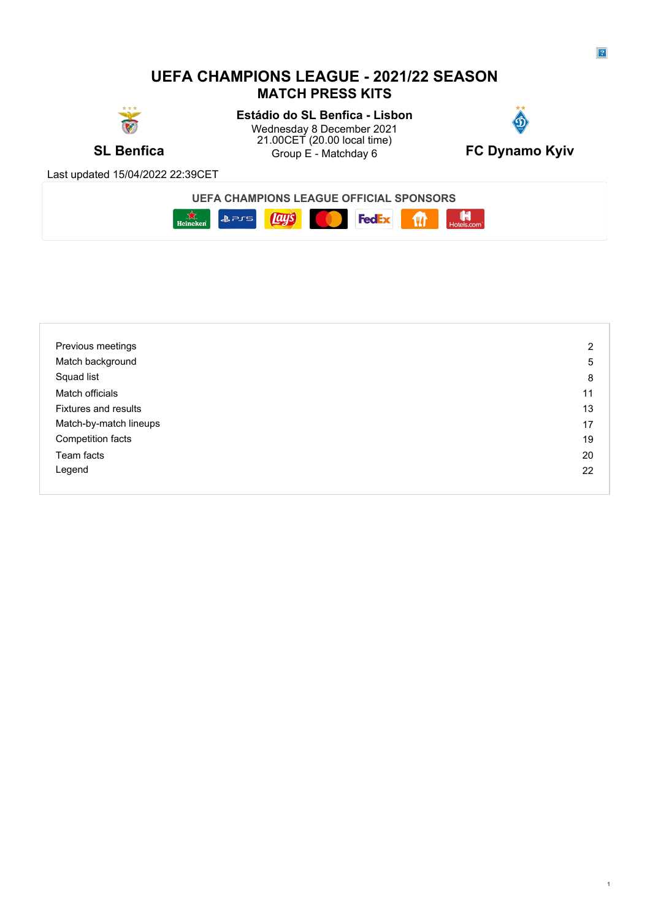# UEFA CHAMPIONS LEAGUE - 2021/22 SEASON

## MATCH PRESS KITS

**SL Benfica**

**Estádio do SL Benfica - Lisbon**
Wednesday 8 December 2021
21.00CET (20.00 local time)
Group E - Matchday 6

**FC Dynamo Kyiv**

Last updated 15/04/2022 22:39CET

**UEFA CHAMPIONS LEAGUE OFFICIAL SPONSORS**

| | |
|---|---|
| Previous meetings | 2 |
| Match background | 5 |
| Squad list | 8 |
| Match officials | 11 |
| Fixtures and results | 13 |
| Match-by-match lineups | 17 |
| Competition facts | 19 |
| Team facts | 20 |
| Legend | 22 |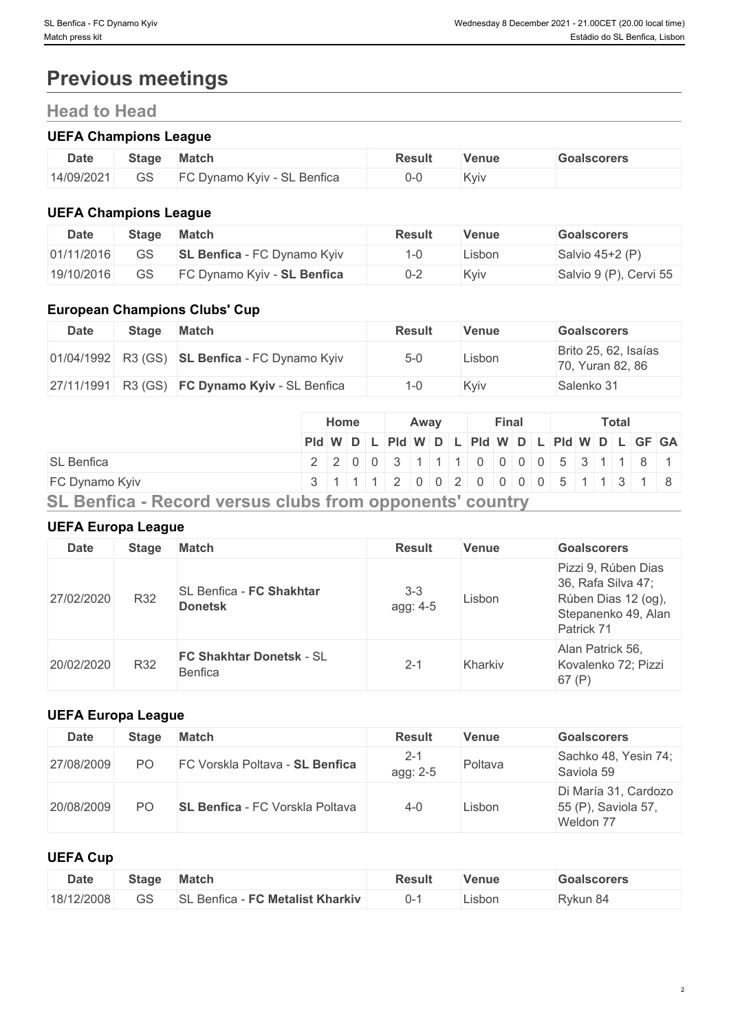# Previous meetings

## Head to Head

### UEFA Champions League

| Date | Stage | Match | Result | Venue | Goalscorers |
|---|---|---|---|---|---|
| 14/09/2021 | GS | FC Dynamo Kyiv - SL Benfica | 0-0 | Kyiv | |

### UEFA Champions League

| Date | Stage | Match | Result | Venue | Goalscorers |
|---|---|---|---|---|---|
| 01/11/2016 | GS | **SL Benfica** - FC Dynamo Kyiv | 1-0 | Lisbon | Salvio 45+2 (P) |
| 19/10/2016 | GS | FC Dynamo Kyiv - **SL Benfica** | 0-2 | Kyiv | Salvio 9 (P), Cervi 55 |

### European Champions Clubs' Cup

| Date | Stage | Match | Result | Venue | Goalscorers |
|---|---|---|---|---|---|
| 01/04/1992 | R3 (GS) | **SL Benfica** - FC Dynamo Kyiv | 5-0 | Lisbon | Brito 25, 62, Isaías 70, Yuran 82, 86 |
| 27/11/1991 | R3 (GS) | **FC Dynamo Kyiv** - SL Benfica | 1-0 | Kyiv | Salenko 31 |

| | Home | | | | Away | | | | Final | | | | Total | | | | | |
|---|---|---|---|---|---|---|---|---|---|---|---|---|---|---|---|---|---|---|
| | Pld | W | D | L | Pld | W | D | L | Pld | W | D | L | Pld | W | D | L | GF | GA |
| SL Benfica | 2 | 2 | 0 | 0 | 3 | 1 | 1 | 1 | 0 | 0 | 0 | 0 | 5 | 3 | 1 | 1 | 8 | 1 |
| FC Dynamo Kyiv | 3 | 1 | 1 | 1 | 2 | 0 | 0 | 2 | 0 | 0 | 0 | 0 | 5 | 1 | 1 | 3 | 1 | 8 |

## SL Benfica - Record versus clubs from opponents' country

### UEFA Europa League

| Date | Stage | Match | Result | Venue | Goalscorers |
|---|---|---|---|---|---|
| 27/02/2020 | R32 | SL Benfica - **FC Shakhtar Donetsk** | 3-3 agg: 4-5 | Lisbon | Pizzi 9, Rúben Dias 36, Rafa Silva 47; Rúben Dias 12 (og), Stepanenko 49, Alan Patrick 71 |
| 20/02/2020 | R32 | **FC Shakhtar Donetsk** - SL Benfica | 2-1 | Kharkiv | Alan Patrick 56, Kovalenko 72; Pizzi 67 (P) |

### UEFA Europa League

| Date | Stage | Match | Result | Venue | Goalscorers |
|---|---|---|---|---|---|
| 27/08/2009 | PO | FC Vorskla Poltava - **SL Benfica** | 2-1 agg: 2-5 | Poltava | Sachko 48, Yesin 74; Saviola 59 |
| 20/08/2009 | PO | **SL Benfica** - FC Vorskla Poltava | 4-0 | Lisbon | Di María 31, Cardozo 55 (P), Saviola 57, Weldon 77 |

### UEFA Cup

| Date | Stage | Match | Result | Venue | Goalscorers |
|---|---|---|---|---|---|
| 18/12/2008 | GS | SL Benfica - **FC Metalist Kharkiv** | 0-1 | Lisbon | Rykun 84 |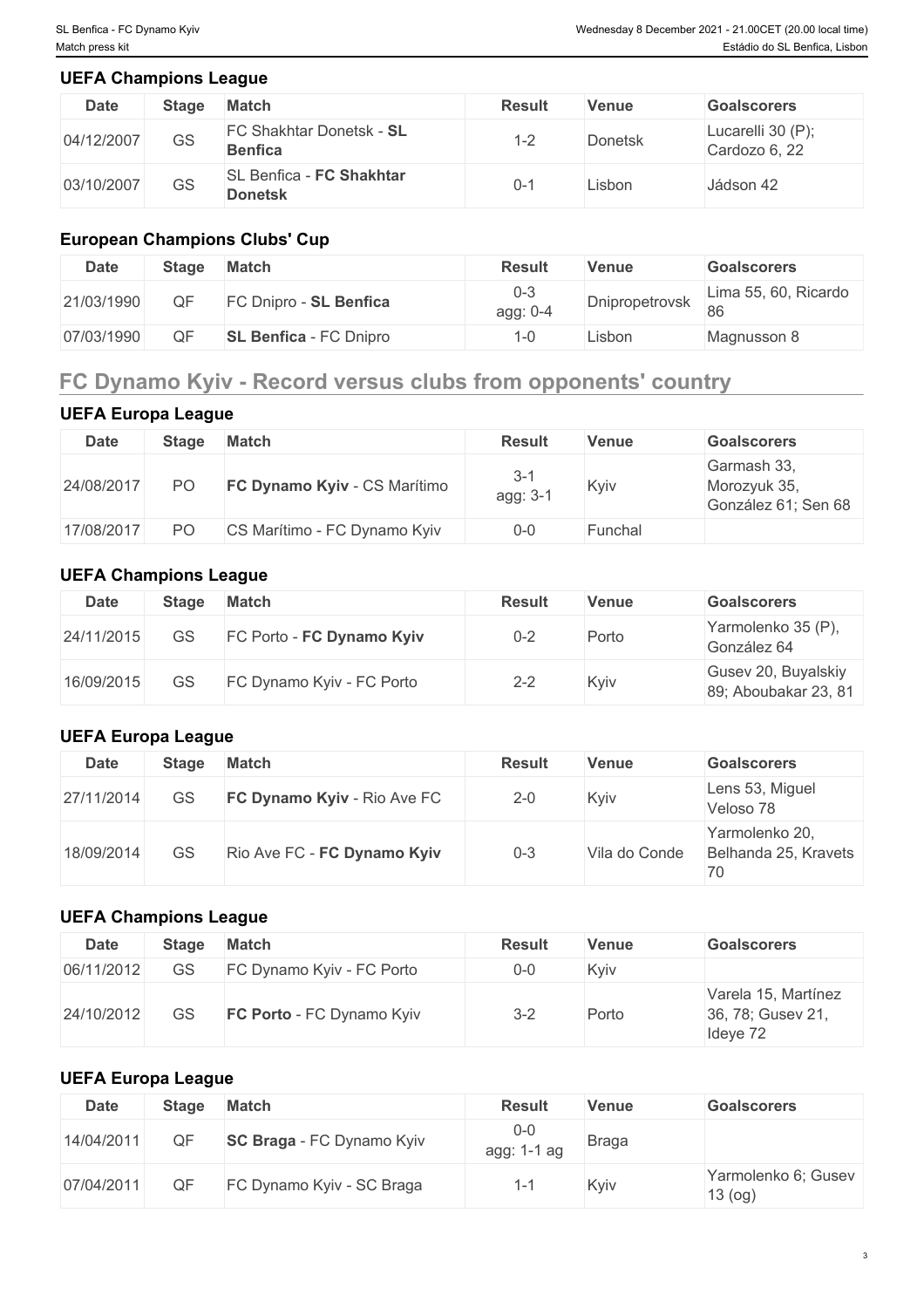### UEFA Champions League

| Date | Stage | Match | Result | Venue | Goalscorers |
|---|---|---|---|---|---|
| 04/12/2007 | GS | FC Shakhtar Donetsk - **SL Benfica** | 1-2 | Donetsk | Lucarelli 30 (P); Cardozo 6, 22 |
| 03/10/2007 | GS | SL Benfica - **FC Shakhtar Donetsk** | 0-1 | Lisbon | Jádson 42 |

### European Champions Clubs' Cup

| Date | Stage | Match | Result | Venue | Goalscorers |
|---|---|---|---|---|---|
| 21/03/1990 | QF | FC Dnipro - **SL Benfica** | 0-3 agg: 0-4 | Dnipropetrovsk | Lima 55, 60, Ricardo 86 |
| 07/03/1990 | QF | **SL Benfica** - FC Dnipro | 1-0 | Lisbon | Magnusson 8 |

## FC Dynamo Kyiv - Record versus clubs from opponents' country

### UEFA Europa League

| Date | Stage | Match | Result | Venue | Goalscorers |
|---|---|---|---|---|---|
| 24/08/2017 | PO | **FC Dynamo Kyiv** - CS Marítimo | 3-1 agg: 3-1 | Kyiv | Garmash 33, Morozyuk 35, González 61; Sen 68 |
| 17/08/2017 | PO | CS Marítimo - FC Dynamo Kyiv | 0-0 | Funchal | |

### UEFA Champions League

| Date | Stage | Match | Result | Venue | Goalscorers |
|---|---|---|---|---|---|
| 24/11/2015 | GS | FC Porto - **FC Dynamo Kyiv** | 0-2 | Porto | Yarmolenko 35 (P), González 64 |
| 16/09/2015 | GS | FC Dynamo Kyiv - FC Porto | 2-2 | Kyiv | Gusev 20, Buyalskiy 89; Aboubakar 23, 81 |

### UEFA Europa League

| Date | Stage | Match | Result | Venue | Goalscorers |
|---|---|---|---|---|---|
| 27/11/2014 | GS | **FC Dynamo Kyiv** - Rio Ave FC | 2-0 | Kyiv | Lens 53, Miguel Veloso 78 |
| 18/09/2014 | GS | Rio Ave FC - **FC Dynamo Kyiv** | 0-3 | Vila do Conde | Yarmolenko 20, Belhanda 25, Kravets 70 |

### UEFA Champions League

| Date | Stage | Match | Result | Venue | Goalscorers |
|---|---|---|---|---|---|
| 06/11/2012 | GS | FC Dynamo Kyiv - FC Porto | 0-0 | Kyiv | |
| 24/10/2012 | GS | **FC Porto** - FC Dynamo Kyiv | 3-2 | Porto | Varela 15, Martínez 36, 78; Gusev 21, Ideye 72 |

### UEFA Europa League

| Date | Stage | Match | Result | Venue | Goalscorers |
|---|---|---|---|---|---|
| 14/04/2011 | QF | **SC Braga** - FC Dynamo Kyiv | 0-0 agg: 1-1 ag | Braga | |
| 07/04/2011 | QF | FC Dynamo Kyiv - SC Braga | 1-1 | Kyiv | Yarmolenko 6; Gusev 13 (og) |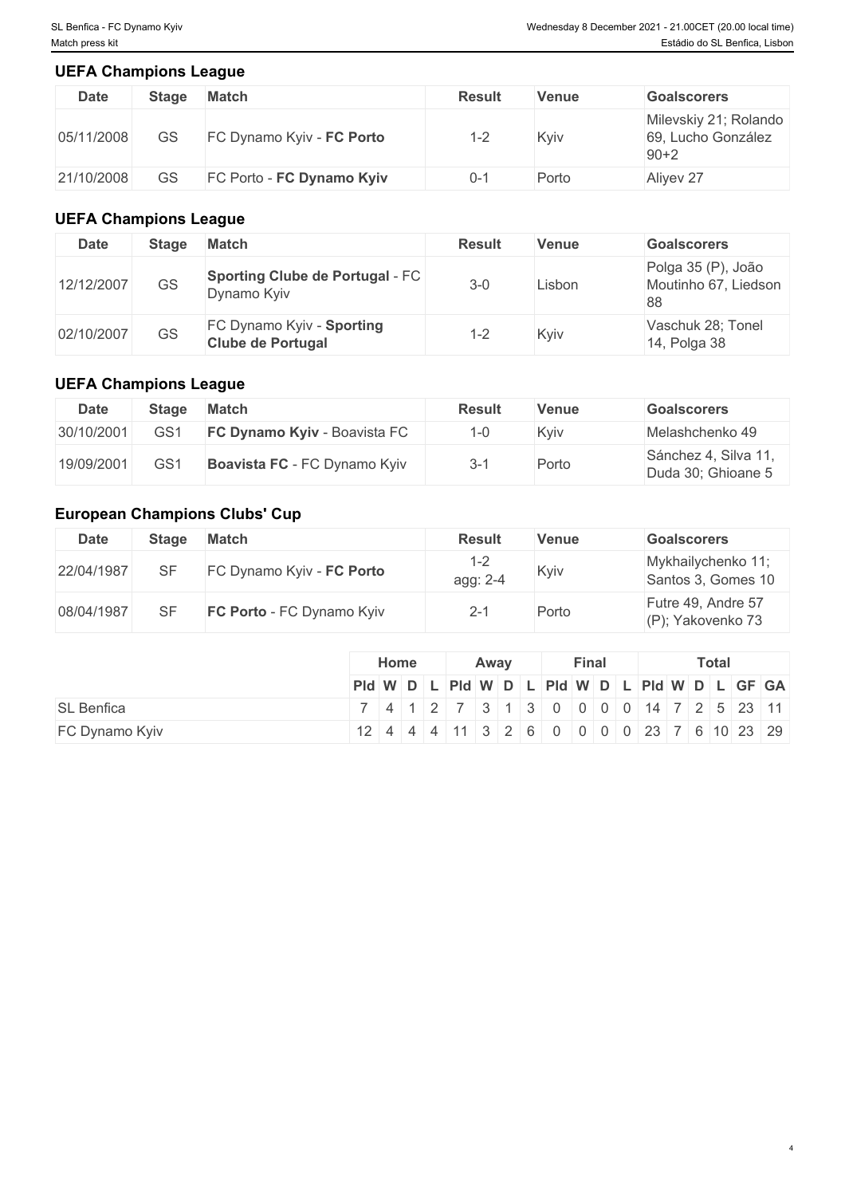### UEFA Champions League

| Date | Stage | Match | Result | Venue | Goalscorers |
|---|---|---|---|---|---|
| 05/11/2008 | GS | FC Dynamo Kyiv - **FC Porto** | 1-2 | Kyiv | Milevskiy 21; Rolando 69, Lucho González 90+2 |
| 21/10/2008 | GS | FC Porto - **FC Dynamo Kyiv** | 0-1 | Porto | Aliyev 27 |

### UEFA Champions League

| Date | Stage | Match | Result | Venue | Goalscorers |
|---|---|---|---|---|---|
| 12/12/2007 | GS | **Sporting Clube de Portugal** - FC Dynamo Kyiv | 3-0 | Lisbon | Polga 35 (P), João Moutinho 67, Liedson 88 |
| 02/10/2007 | GS | FC Dynamo Kyiv - **Sporting Clube de Portugal** | 1-2 | Kyiv | Vaschuk 28; Tonel 14, Polga 38 |

### UEFA Champions League

| Date | Stage | Match | Result | Venue | Goalscorers |
|---|---|---|---|---|---|
| 30/10/2001 | GS1 | **FC Dynamo Kyiv** - Boavista FC | 1-0 | Kyiv | Melashchenko 49 |
| 19/09/2001 | GS1 | **Boavista FC** - FC Dynamo Kyiv | 3-1 | Porto | Sánchez 4, Silva 11, Duda 30; Ghioane 5 |

### European Champions Clubs' Cup

| Date | Stage | Match | Result | Venue | Goalscorers |
|---|---|---|---|---|---|
| 22/04/1987 | SF | FC Dynamo Kyiv - **FC Porto** | 1-2 agg: 2-4 | Kyiv | Mykhailychenko 11; Santos 3, Gomes 10 |
| 08/04/1987 | SF | **FC Porto** - FC Dynamo Kyiv | 2-1 | Porto | Futre 49, Andre 57 (P); Yakovenko 73 |

| | Home | | | | Away | | | | Final | | | | Total | | | | | |
|---|---|---|---|---|---|---|---|---|---|---|---|---|---|---|---|---|---|---|
| | Pld | W | D | L | Pld | W | D | L | Pld | W | D | L | Pld | W | D | L | GF | GA |
| SL Benfica | 7 | 4 | 1 | 2 | 7 | 3 | 1 | 3 | 0 | 0 | 0 | 0 | 14 | 7 | 2 | 5 | 23 | 11 |
| FC Dynamo Kyiv | 12 | 4 | 4 | 4 | 11 | 3 | 2 | 6 | 0 | 0 | 0 | 0 | 23 | 7 | 6 | 10 | 23 | 29 |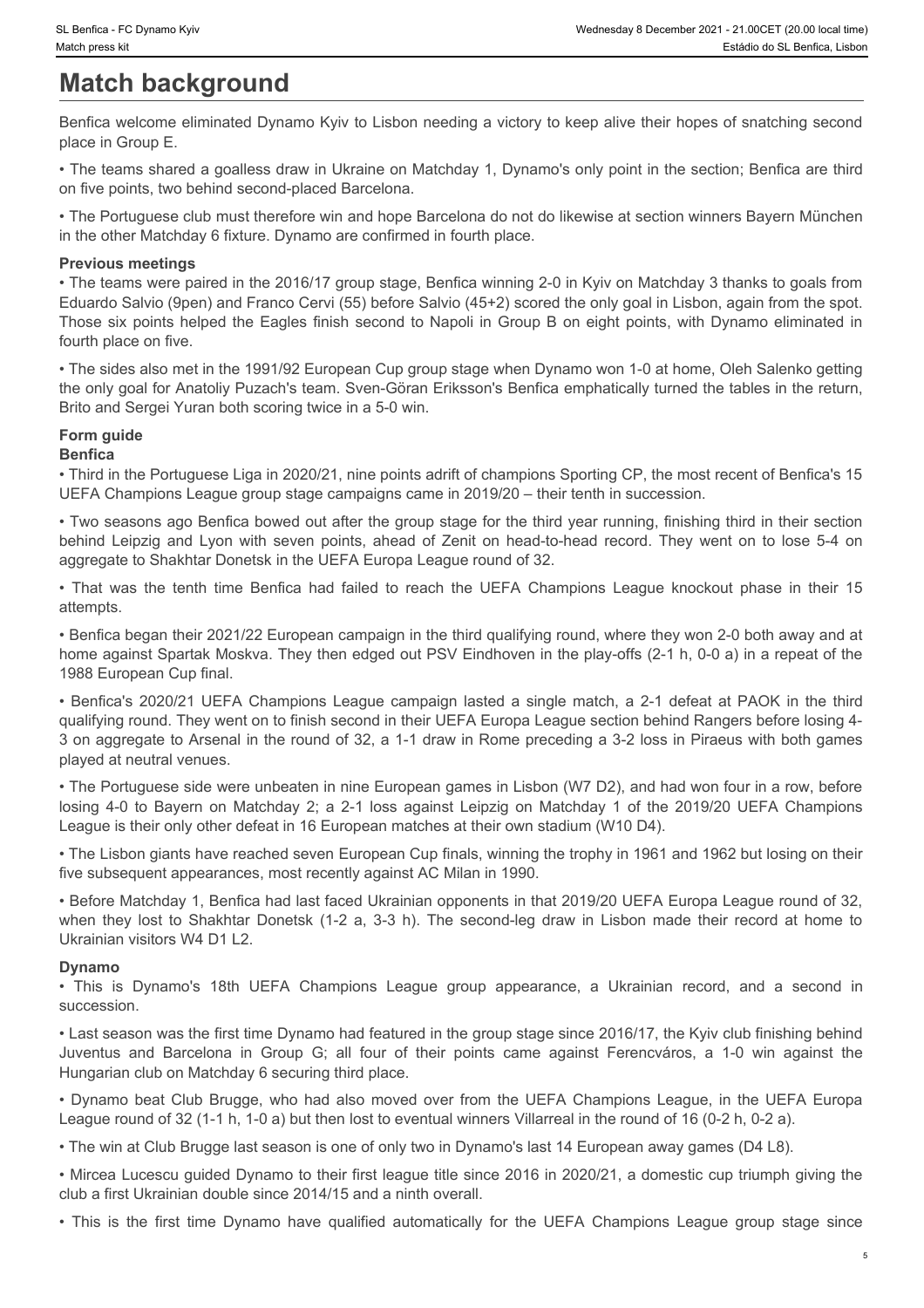# Match background

Benfica welcome eliminated Dynamo Kyiv to Lisbon needing a victory to keep alive their hopes of snatching second place in Group E.

• The teams shared a goalless draw in Ukraine on Matchday 1, Dynamo's only point in the section; Benfica are third on five points, two behind second-placed Barcelona.

• The Portuguese club must therefore win and hope Barcelona do not do likewise at section winners Bayern München in the other Matchday 6 fixture. Dynamo are confirmed in fourth place.

### Previous meetings

• The teams were paired in the 2016/17 group stage, Benfica winning 2-0 in Kyiv on Matchday 3 thanks to goals from Eduardo Salvio (9pen) and Franco Cervi (55) before Salvio (45+2) scored the only goal in Lisbon, again from the spot. Those six points helped the Eagles finish second to Napoli in Group B on eight points, with Dynamo eliminated in fourth place on five.

• The sides also met in the 1991/92 European Cup group stage when Dynamo won 1-0 at home, Oleh Salenko getting the only goal for Anatoliy Puzach's team. Sven-Göran Eriksson's Benfica emphatically turned the tables in the return, Brito and Sergei Yuran both scoring twice in a 5-0 win.

### Form guide

**Benfica**

• Third in the Portuguese Liga in 2020/21, nine points adrift of champions Sporting CP, the most recent of Benfica's 15 UEFA Champions League group stage campaigns came in 2019/20 – their tenth in succession.

• Two seasons ago Benfica bowed out after the group stage for the third year running, finishing third in their section behind Leipzig and Lyon with seven points, ahead of Zenit on head-to-head record. They went on to lose 5-4 on aggregate to Shakhtar Donetsk in the UEFA Europa League round of 32.

• That was the tenth time Benfica had failed to reach the UEFA Champions League knockout phase in their 15 attempts.

• Benfica began their 2021/22 European campaign in the third qualifying round, where they won 2-0 both away and at home against Spartak Moskva. They then edged out PSV Eindhoven in the play-offs (2-1 h, 0-0 a) in a repeat of the 1988 European Cup final.

• Benfica's 2020/21 UEFA Champions League campaign lasted a single match, a 2-1 defeat at PAOK in the third qualifying round. They went on to finish second in their UEFA Europa League section behind Rangers before losing 4-3 on aggregate to Arsenal in the round of 32, a 1-1 draw in Rome preceding a 3-2 loss in Piraeus with both games played at neutral venues.

• The Portuguese side were unbeaten in nine European games in Lisbon (W7 D2), and had won four in a row, before losing 4-0 to Bayern on Matchday 2; a 2-1 loss against Leipzig on Matchday 1 of the 2019/20 UEFA Champions League is their only other defeat in 16 European matches at their own stadium (W10 D4).

• The Lisbon giants have reached seven European Cup finals, winning the trophy in 1961 and 1962 but losing on their five subsequent appearances, most recently against AC Milan in 1990.

• Before Matchday 1, Benfica had last faced Ukrainian opponents in that 2019/20 UEFA Europa League round of 32, when they lost to Shakhtar Donetsk (1-2 a, 3-3 h). The second-leg draw in Lisbon made their record at home to Ukrainian visitors W4 D1 L2.

**Dynamo**

• This is Dynamo's 18th UEFA Champions League group appearance, a Ukrainian record, and a second in succession.

• Last season was the first time Dynamo had featured in the group stage since 2016/17, the Kyiv club finishing behind Juventus and Barcelona in Group G; all four of their points came against Ferencváros, a 1-0 win against the Hungarian club on Matchday 6 securing third place.

• Dynamo beat Club Brugge, who had also moved over from the UEFA Champions League, in the UEFA Europa League round of 32 (1-1 h, 1-0 a) but then lost to eventual winners Villarreal in the round of 16 (0-2 h, 0-2 a).

• The win at Club Brugge last season is one of only two in Dynamo's last 14 European away games (D4 L8).

• Mircea Lucescu guided Dynamo to their first league title since 2016 in 2020/21, a domestic cup triumph giving the club a first Ukrainian double since 2014/15 and a ninth overall.

• This is the first time Dynamo have qualified automatically for the UEFA Champions League group stage since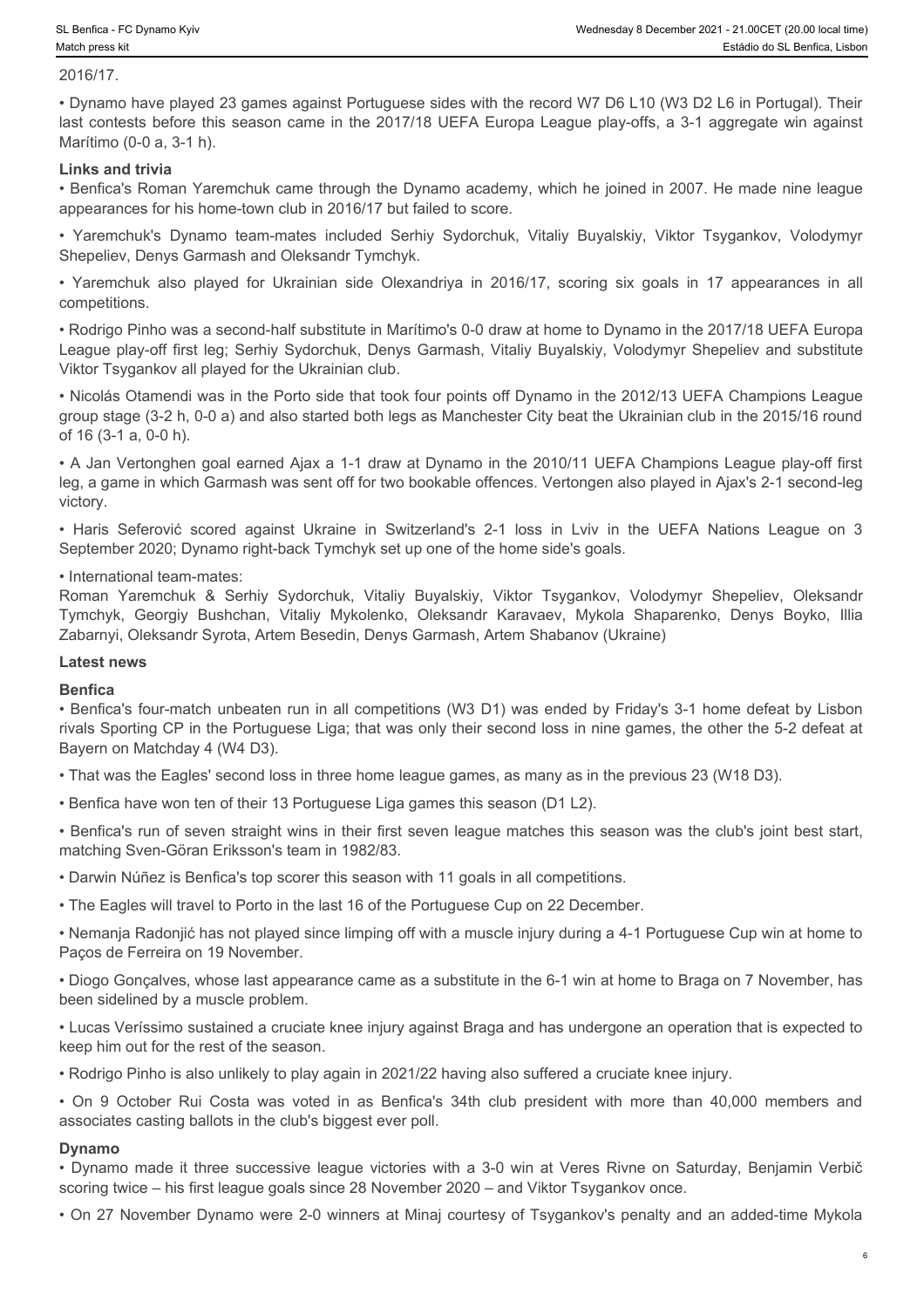2016/17.

• Dynamo have played 23 games against Portuguese sides with the record W7 D6 L10 (W3 D2 L6 in Portugal). Their last contests before this season came in the 2017/18 UEFA Europa League play-offs, a 3-1 aggregate win against Marítimo (0-0 a, 3-1 h).

**Links and trivia**

• Benfica's Roman Yaremchuk came through the Dynamo academy, which he joined in 2007. He made nine league appearances for his home-town club in 2016/17 but failed to score.

• Yaremchuk's Dynamo team-mates included Serhiy Sydorchuk, Vitaliy Buyalskiy, Viktor Tsygankov, Volodymyr Shepeliev, Denys Garmash and Oleksandr Tymchyk.

• Yaremchuk also played for Ukrainian side Olexandriya in 2016/17, scoring six goals in 17 appearances in all competitions.

• Rodrigo Pinho was a second-half substitute in Marítimo's 0-0 draw at home to Dynamo in the 2017/18 UEFA Europa League play-off first leg; Serhiy Sydorchuk, Denys Garmash, Vitaliy Buyalskiy, Volodymyr Shepeliev and substitute Viktor Tsygankov all played for the Ukrainian club.

• Nicolás Otamendi was in the Porto side that took four points off Dynamo in the 2012/13 UEFA Champions League group stage (3-2 h, 0-0 a) and also started both legs as Manchester City beat the Ukrainian club in the 2015/16 round of 16 (3-1 a, 0-0 h).

• A Jan Vertonghen goal earned Ajax a 1-1 draw at Dynamo in the 2010/11 UEFA Champions League play-off first leg, a game in which Garmash was sent off for two bookable offences. Vertongen also played in Ajax's 2-1 second-leg victory.

• Haris Seferović scored against Ukraine in Switzerland's 2-1 loss in Lviv in the UEFA Nations League on 3 September 2020; Dynamo right-back Tymchyk set up one of the home side's goals.

• International team-mates:
Roman Yaremchuk & Serhiy Sydorchuk, Vitaliy Buyalskiy, Viktor Tsygankov, Volodymyr Shepeliev, Oleksandr Tymchyk, Georgiy Bushchan, Vitaliy Mykolenko, Oleksandr Karavaev, Mykola Shaparenko, Denys Boyko, Illia Zabarnyi, Oleksandr Syrota, Artem Besedin, Denys Garmash, Artem Shabanov (Ukraine)

**Latest news**

**Benfica**

• Benfica's four-match unbeaten run in all competitions (W3 D1) was ended by Friday's 3-1 home defeat by Lisbon rivals Sporting CP in the Portuguese Liga; that was only their second loss in nine games, the other the 5-2 defeat at Bayern on Matchday 4 (W4 D3).

• That was the Eagles' second loss in three home league games, as many as in the previous 23 (W18 D3).

• Benfica have won ten of their 13 Portuguese Liga games this season (D1 L2).

• Benfica's run of seven straight wins in their first seven league matches this season was the club's joint best start, matching Sven-Göran Eriksson's team in 1982/83.

• Darwin Núñez is Benfica's top scorer this season with 11 goals in all competitions.

• The Eagles will travel to Porto in the last 16 of the Portuguese Cup on 22 December.

• Nemanja Radonjić has not played since limping off with a muscle injury during a 4-1 Portuguese Cup win at home to Paços de Ferreira on 19 November.

• Diogo Gonçalves, whose last appearance came as a substitute in the 6-1 win at home to Braga on 7 November, has been sidelined by a muscle problem.

• Lucas Veríssimo sustained a cruciate knee injury against Braga and has undergone an operation that is expected to keep him out for the rest of the season.

• Rodrigo Pinho is also unlikely to play again in 2021/22 having also suffered a cruciate knee injury.

• On 9 October Rui Costa was voted in as Benfica's 34th club president with more than 40,000 members and associates casting ballots in the club's biggest ever poll.

**Dynamo**

• Dynamo made it three successive league victories with a 3-0 win at Veres Rivne on Saturday, Benjamin Verbič scoring twice – his first league goals since 28 November 2020 – and Viktor Tsygankov once.

• On 27 November Dynamo were 2-0 winners at Minaj courtesy of Tsygankov's penalty and an added-time Mykola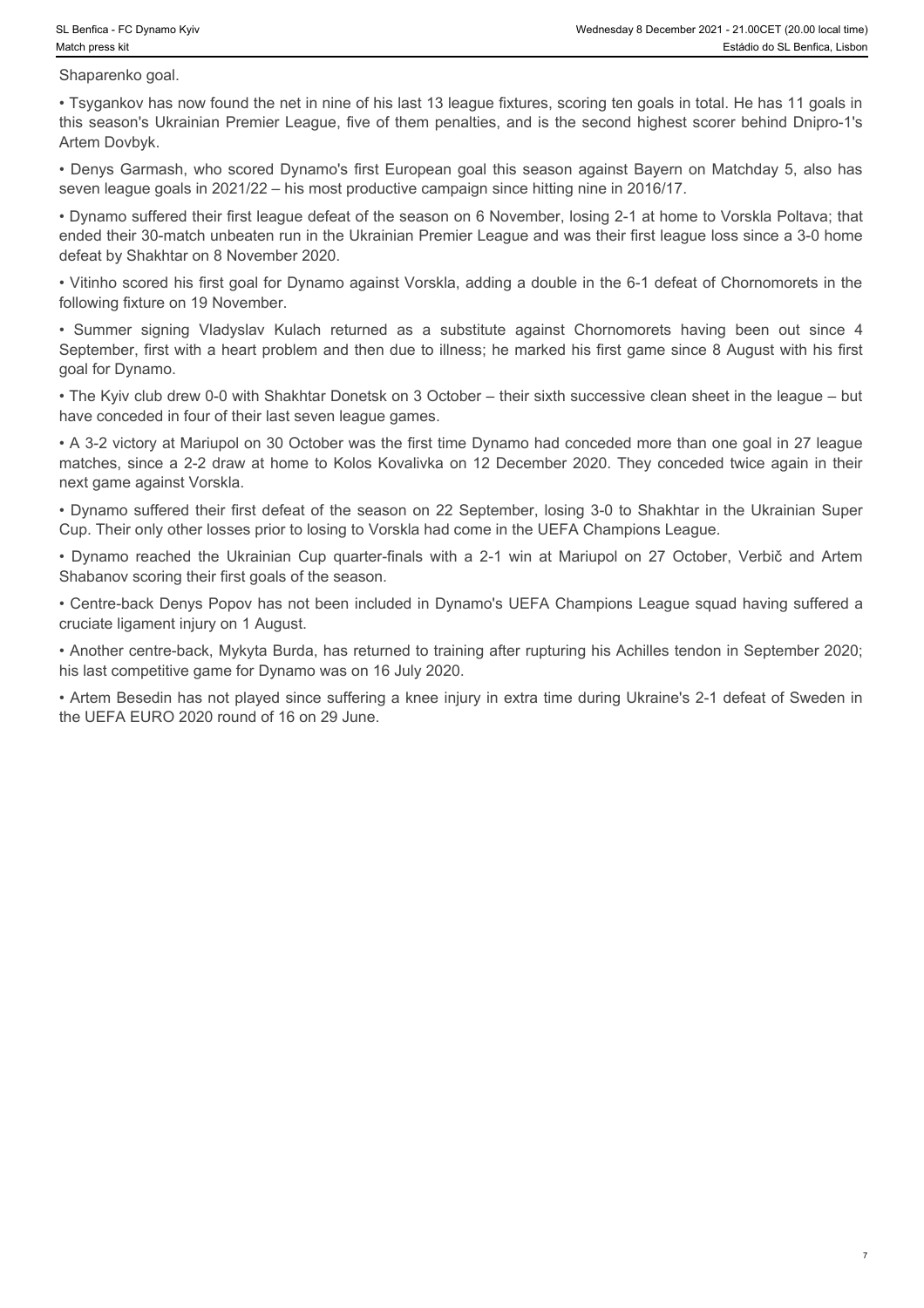Shaparenko goal.

- Tsygankov has now found the net in nine of his last 13 league fixtures, scoring ten goals in total. He has 11 goals in this season's Ukrainian Premier League, five of them penalties, and is the second highest scorer behind Dnipro-1's Artem Dovbyk.
- Denys Garmash, who scored Dynamo's first European goal this season against Bayern on Matchday 5, also has seven league goals in 2021/22 – his most productive campaign since hitting nine in 2016/17.
- Dynamo suffered their first league defeat of the season on 6 November, losing 2-1 at home to Vorskla Poltava; that ended their 30-match unbeaten run in the Ukrainian Premier League and was their first league loss since a 3-0 home defeat by Shakhtar on 8 November 2020.
- Vitinho scored his first goal for Dynamo against Vorskla, adding a double in the 6-1 defeat of Chornomorets in the following fixture on 19 November.
- Summer signing Vladyslav Kulach returned as a substitute against Chornomorets having been out since 4 September, first with a heart problem and then due to illness; he marked his first game since 8 August with his first goal for Dynamo.
- The Kyiv club drew 0-0 with Shakhtar Donetsk on 3 October – their sixth successive clean sheet in the league – but have conceded in four of their last seven league games.
- A 3-2 victory at Mariupol on 30 October was the first time Dynamo had conceded more than one goal in 27 league matches, since a 2-2 draw at home to Kolos Kovalivka on 12 December 2020. They conceded twice again in their next game against Vorskla.
- Dynamo suffered their first defeat of the season on 22 September, losing 3-0 to Shakhtar in the Ukrainian Super Cup. Their only other losses prior to losing to Vorskla had come in the UEFA Champions League.
- Dynamo reached the Ukrainian Cup quarter-finals with a 2-1 win at Mariupol on 27 October, Verbič and Artem Shabanov scoring their first goals of the season.
- Centre-back Denys Popov has not been included in Dynamo's UEFA Champions League squad having suffered a cruciate ligament injury on 1 August.
- Another centre-back, Mykyta Burda, has returned to training after rupturing his Achilles tendon in September 2020; his last competitive game for Dynamo was on 16 July 2020.
- Artem Besedin has not played since suffering a knee injury in extra time during Ukraine's 2-1 defeat of Sweden in the UEFA EURO 2020 round of 16 on 29 June.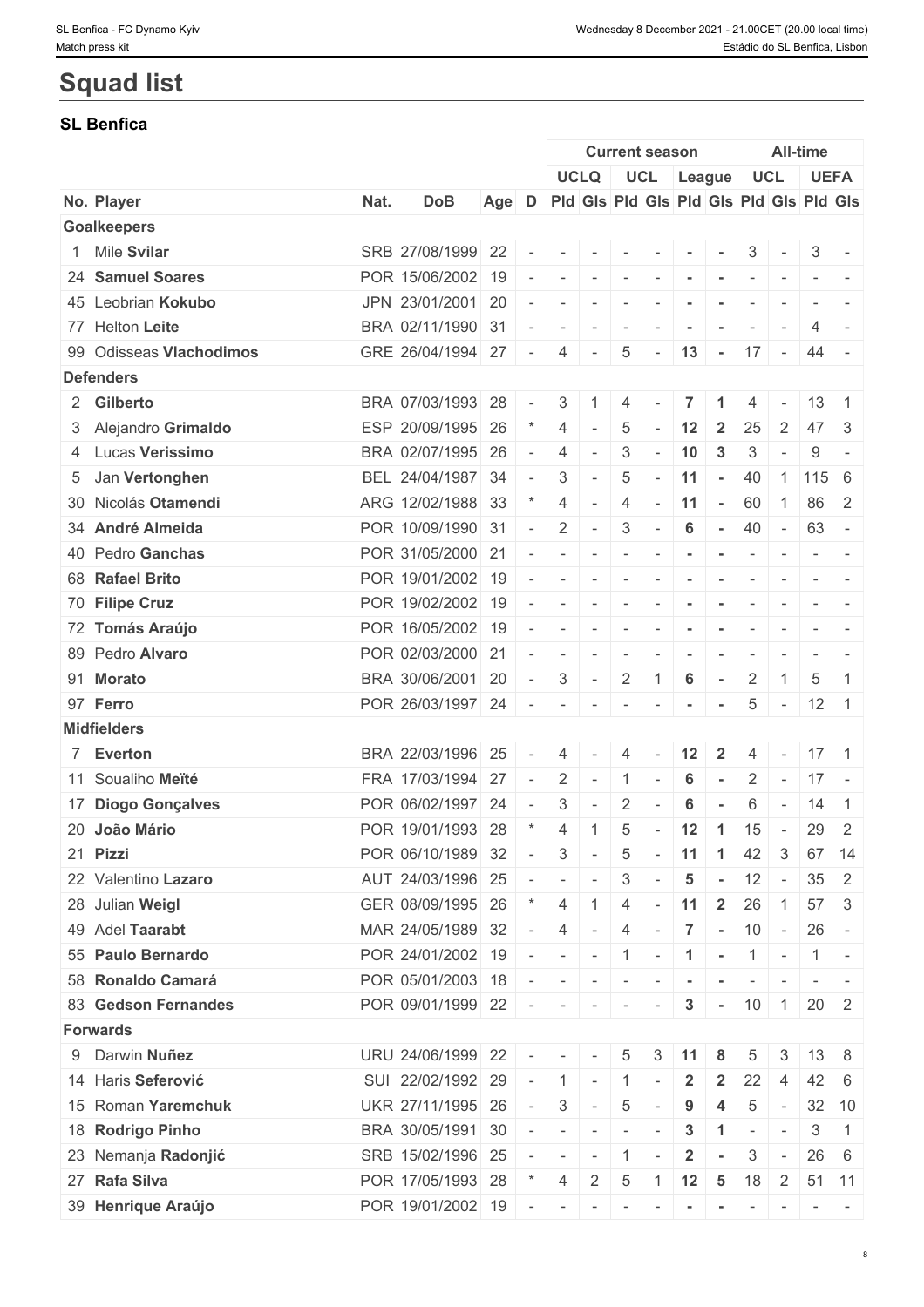# Squad list

## SL Benfica

| | | | | | | Current season | | | | | | All-time | | | |
|---|---|---|---|---|---|---|---|---|---|---|---|---|---|---|---|
| | | | | | | UCLQ | | UCL | | League | | UCL | | UEFA | |
| No. | Player | Nat. | DoB | Age | D | Pld | Gls | Pld | Gls | Pld | Gls | Pld | Gls | Pld | Gls |
| **Goalkeepers** | | | | | | | | | | | | | | | |
| 1 | Mile **Svilar** | SRB | 27/08/1999 | 22 | - | - | - | - | - | - | - | 3 | - | 3 | - |
| 24 | **Samuel Soares** | POR | 15/06/2002 | 19 | - | - | - | - | - | - | - | - | - | - | - |
| 45 | Leobrian **Kokubo** | JPN | 23/01/2001 | 20 | - | - | - | - | - | - | - | - | - | - | - |
| 77 | Helton **Leite** | BRA | 02/11/1990 | 31 | - | - | - | - | - | - | - | - | - | 4 | - |
| 99 | Odisseas **Vlachodimos** | GRE | 26/04/1994 | 27 | - | 4 | - | 5 | - | 13 | - | 17 | - | 44 | - |
| **Defenders** | | | | | | | | | | | | | | | |
| 2 | **Gilberto** | BRA | 07/03/1993 | 28 | - | 3 | 1 | 4 | - | 7 | 1 | 4 | - | 13 | 1 |
| 3 | Alejandro **Grimaldo** | ESP | 20/09/1995 | 26 | * | 4 | - | 5 | - | 12 | 2 | 25 | 2 | 47 | 3 |
| 4 | Lucas **Verissimo** | BRA | 02/07/1995 | 26 | - | 4 | - | 3 | - | 10 | 3 | 3 | - | 9 | - |
| 5 | Jan **Vertonghen** | BEL | 24/04/1987 | 34 | - | 3 | - | 5 | - | 11 | - | 40 | 1 | 115 | 6 |
| 30 | Nicolás **Otamendi** | ARG | 12/02/1988 | 33 | * | 4 | - | 4 | - | 11 | - | 60 | 1 | 86 | 2 |
| 34 | **André Almeida** | POR | 10/09/1990 | 31 | - | 2 | - | 3 | - | 6 | - | 40 | - | 63 | - |
| 40 | Pedro **Ganchas** | POR | 31/05/2000 | 21 | - | - | - | - | - | - | - | - | - | - | - |
| 68 | **Rafael Brito** | POR | 19/01/2002 | 19 | - | - | - | - | - | - | - | - | - | - | - |
| 70 | **Filipe Cruz** | POR | 19/02/2002 | 19 | - | - | - | - | - | - | - | - | - | - | - |
| 72 | **Tomás Araújo** | POR | 16/05/2002 | 19 | - | - | - | - | - | - | - | - | - | - | - |
| 89 | Pedro **Alvaro** | POR | 02/03/2000 | 21 | - | - | - | - | - | - | - | - | - | - | - |
| 91 | **Morato** | BRA | 30/06/2001 | 20 | - | 3 | - | 2 | 1 | 6 | - | 2 | 1 | 5 | 1 |
| 97 | **Ferro** | POR | 26/03/1997 | 24 | - | - | - | - | - | - | - | 5 | - | 12 | 1 |
| **Midfielders** | | | | | | | | | | | | | | | |
| 7 | **Everton** | BRA | 22/03/1996 | 25 | - | 4 | - | 4 | - | 12 | 2 | 4 | - | 17 | 1 |
| 11 | Soualiho **Meïté** | FRA | 17/03/1994 | 27 | - | 2 | - | 1 | - | 6 | - | 2 | - | 17 | - |
| 17 | **Diogo Gonçalves** | POR | 06/02/1997 | 24 | - | 3 | - | 2 | - | 6 | - | 6 | - | 14 | 1 |
| 20 | **João Mário** | POR | 19/01/1993 | 28 | * | 4 | 1 | 5 | - | 12 | 1 | 15 | - | 29 | 2 |
| 21 | **Pizzi** | POR | 06/10/1989 | 32 | - | 3 | - | 5 | - | 11 | 1 | 42 | 3 | 67 | 14 |
| 22 | Valentino **Lazaro** | AUT | 24/03/1996 | 25 | - | - | - | 3 | - | 5 | - | 12 | - | 35 | 2 |
| 28 | Julian **Weigl** | GER | 08/09/1995 | 26 | * | 4 | 1 | 4 | - | 11 | 2 | 26 | 1 | 57 | 3 |
| 49 | Adel **Taarabt** | MAR | 24/05/1989 | 32 | - | 4 | - | 4 | - | 7 | - | 10 | - | 26 | - |
| 55 | **Paulo Bernardo** | POR | 24/01/2002 | 19 | - | - | - | 1 | - | 1 | - | 1 | - | 1 | - |
| 58 | **Ronaldo Camará** | POR | 05/01/2003 | 18 | - | - | - | - | - | - | - | - | - | - | - |
| 83 | **Gedson Fernandes** | POR | 09/01/1999 | 22 | - | - | - | - | - | 3 | - | 10 | 1 | 20 | 2 |
| **Forwards** | | | | | | | | | | | | | | | |
| 9 | Darwin **Nuñez** | URU | 24/06/1999 | 22 | - | - | - | 5 | 3 | 11 | 8 | 5 | 3 | 13 | 8 |
| 14 | Haris **Seferović** | SUI | 22/02/1992 | 29 | - | 1 | - | 1 | - | 2 | 2 | 22 | 4 | 42 | 6 |
| 15 | Roman **Yaremchuk** | UKR | 27/11/1995 | 26 | - | 3 | - | 5 | - | 9 | 4 | 5 | - | 32 | 10 |
| 18 | **Rodrigo Pinho** | BRA | 30/05/1991 | 30 | - | - | - | - | - | 3 | 1 | - | - | 3 | 1 |
| 23 | Nemanja **Radonjić** | SRB | 15/02/1996 | 25 | - | - | - | 1 | - | 2 | - | 3 | - | 26 | 6 |
| 27 | **Rafa Silva** | POR | 17/05/1993 | 28 | * | 4 | 2 | 5 | 1 | 12 | 5 | 18 | 2 | 51 | 11 |
| 39 | **Henrique Araújo** | POR | 19/01/2002 | 19 | - | - | - | - | - | - | - | - | - | - | - |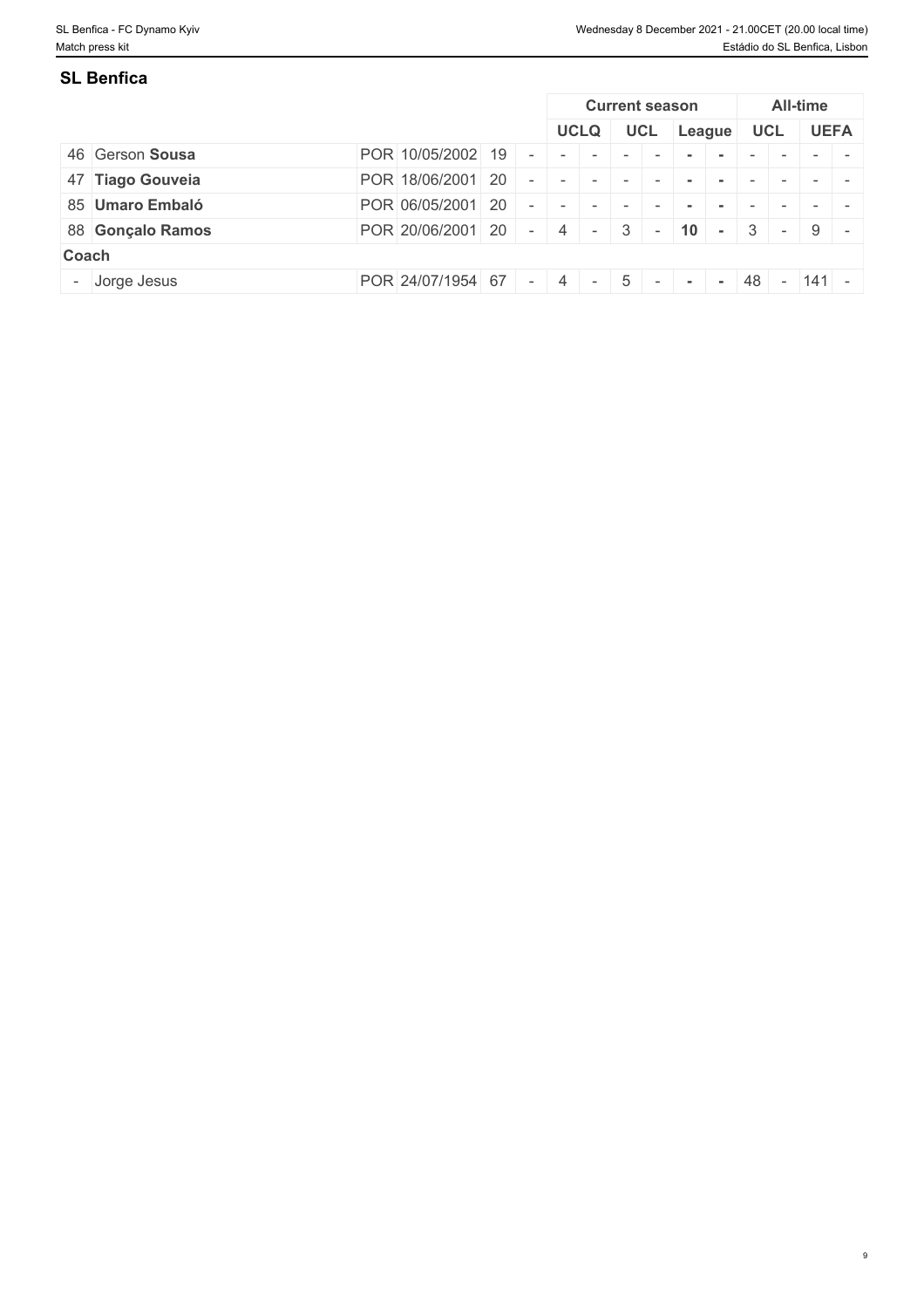## SL Benfica

| | | | | | | Current season | | | | | | All-time | | | |
|---|---|---|---|---|---|---|---|---|---|---|---|---|---|---|---|
| | | | | | | UCLQ | | UCL | | League | | UCL | | UEFA | |
| 46 | Gerson **Sousa** | POR | 10/05/2002 | 19 | - | - | - | - | - | - | - | - | - | - | - |
| 47 | **Tiago Gouveia** | POR | 18/06/2001 | 20 | - | - | - | - | - | - | - | - | - | - | - |
| 85 | **Umaro Embaló** | POR | 06/05/2001 | 20 | - | - | - | - | - | - | - | - | - | - | - |
| 88 | **Gonçalo Ramos** | POR | 20/06/2001 | 20 | - | 4 | - | 3 | - | **10** | - | 3 | - | 9 | - |
| **Coach** | | | | | | | | | | | | | | | |
| - | Jorge Jesus | POR | 24/07/1954 | 67 | - | 4 | - | 5 | - | - | - | 48 | - | 141 | - |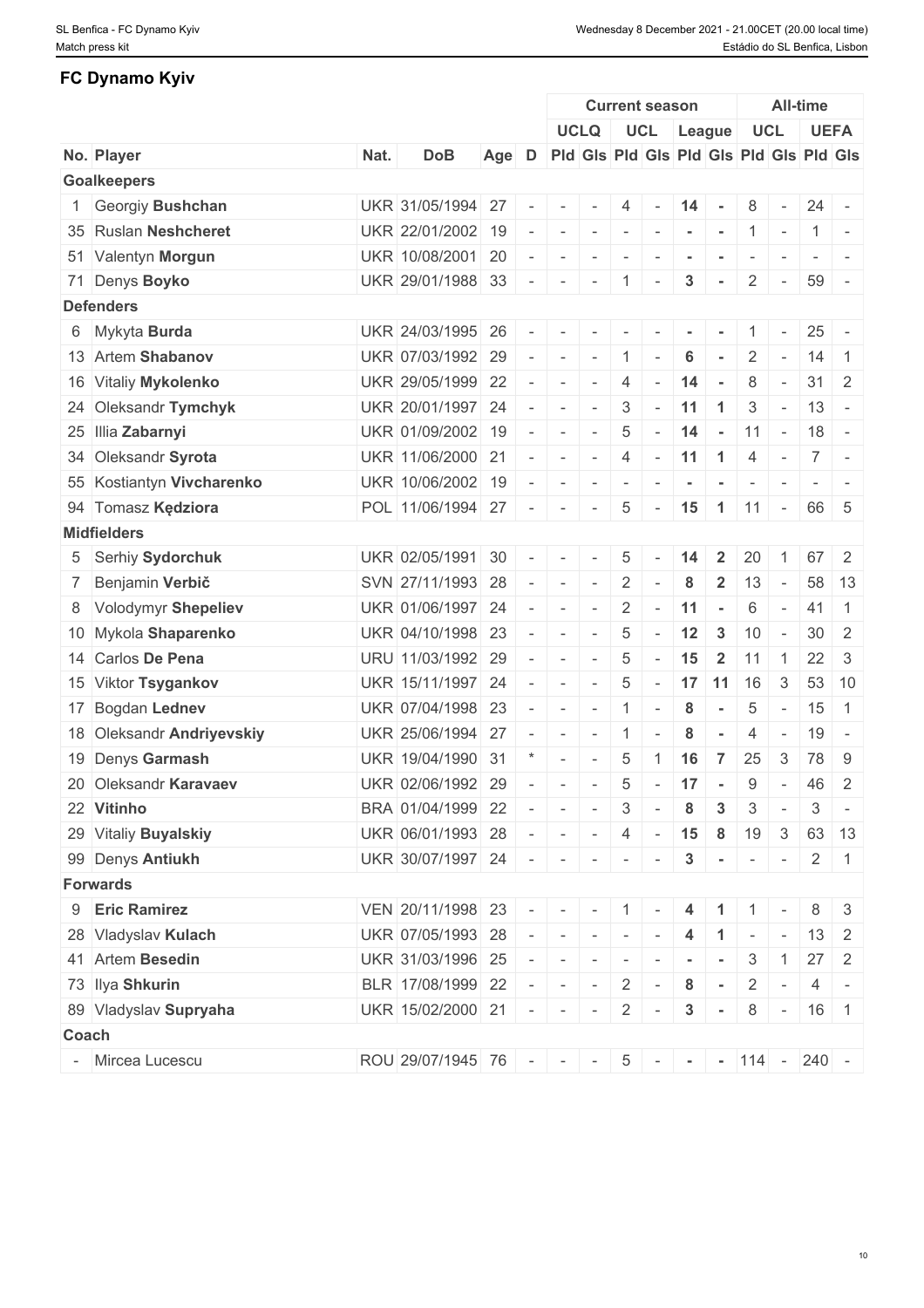## FC Dynamo Kyiv

| No. | Player | Nat. | DoB | Age | D | Current season | | | | | | All-time | | | |
|---|---|---|---|---|---|---|---|---|---|---|---|---|---|---|---|
| | | | | | | UCLQ | | UCL | | League | | UCL | | UEFA | |
| | | | | | | Pld | Gls | Pld | Gls | Pld | Gls | Pld | Gls | Pld | Gls |
| **Goalkeepers** | | | | | | | | | | | | | | | |
| 1 | Georgiy **Bushchan** | UKR | 31/05/1994 | 27 | - | - | - | 4 | - | **14** | **-** | 8 | - | 24 | - |
| 35 | Ruslan **Neshcheret** | UKR | 22/01/2002 | 19 | - | - | - | - | - | **-** | **-** | 1 | - | 1 | - |
| 51 | Valentyn **Morgun** | UKR | 10/08/2001 | 20 | - | - | - | - | - | **-** | **-** | - | - | - | - |
| 71 | Denys **Boyko** | UKR | 29/01/1988 | 33 | - | - | - | 1 | - | **3** | **-** | 2 | - | 59 | - |
| **Defenders** | | | | | | | | | | | | | | | |
| 6 | Mykyta **Burda** | UKR | 24/03/1995 | 26 | - | - | - | - | - | **-** | **-** | 1 | - | 25 | - |
| 13 | Artem **Shabanov** | UKR | 07/03/1992 | 29 | - | - | - | 1 | - | **6** | **-** | 2 | - | 14 | 1 |
| 16 | Vitaliy **Mykolenko** | UKR | 29/05/1999 | 22 | - | - | - | 4 | - | **14** | **-** | 8 | - | 31 | 2 |
| 24 | Oleksandr **Tymchyk** | UKR | 20/01/1997 | 24 | - | - | - | 3 | - | **11** | **1** | 3 | - | 13 | - |
| 25 | Illia **Zabarnyi** | UKR | 01/09/2002 | 19 | - | - | - | 5 | - | **14** | **-** | 11 | - | 18 | - |
| 34 | Oleksandr **Syrota** | UKR | 11/06/2000 | 21 | - | - | - | 4 | - | **11** | **1** | 4 | - | 7 | - |
| 55 | Kostiantyn **Vivcharenko** | UKR | 10/06/2002 | 19 | - | - | - | - | - | **-** | **-** | - | - | - | - |
| 94 | Tomasz **Kędziora** | POL | 11/06/1994 | 27 | - | - | - | 5 | - | **15** | **1** | 11 | - | 66 | 5 |
| **Midfielders** | | | | | | | | | | | | | | | |
| 5 | Serhiy **Sydorchuk** | UKR | 02/05/1991 | 30 | - | - | - | 5 | - | **14** | **2** | 20 | 1 | 67 | 2 |
| 7 | Benjamin **Verbič** | SVN | 27/11/1993 | 28 | - | - | - | 2 | - | **8** | **2** | 13 | - | 58 | 13 |
| 8 | Volodymyr **Shepeliev** | UKR | 01/06/1997 | 24 | - | - | - | 2 | - | **11** | **-** | 6 | - | 41 | 1 |
| 10 | Mykola **Shaparenko** | UKR | 04/10/1998 | 23 | - | - | - | 5 | - | **12** | **3** | 10 | - | 30 | 2 |
| 14 | Carlos **De Pena** | URU | 11/03/1992 | 29 | - | - | - | 5 | - | **15** | **2** | 11 | 1 | 22 | 3 |
| 15 | Viktor **Tsygankov** | UKR | 15/11/1997 | 24 | - | - | - | 5 | - | **17** | **11** | 16 | 3 | 53 | 10 |
| 17 | Bogdan **Lednev** | UKR | 07/04/1998 | 23 | - | - | - | 1 | - | **8** | **-** | 5 | - | 15 | 1 |
| 18 | Oleksandr **Andriyevskiy** | UKR | 25/06/1994 | 27 | - | - | - | 1 | - | **8** | **-** | 4 | - | 19 | - |
| 19 | Denys **Garmash** | UKR | 19/04/1990 | 31 | * | - | - | 5 | 1 | **16** | **7** | 25 | 3 | 78 | 9 |
| 20 | Oleksandr **Karavaev** | UKR | 02/06/1992 | 29 | - | - | - | 5 | - | **17** | **-** | 9 | - | 46 | 2 |
| 22 | **Vitinho** | BRA | 01/04/1999 | 22 | - | - | - | 3 | - | **8** | **3** | 3 | - | 3 | - |
| 29 | Vitaliy **Buyalskiy** | UKR | 06/01/1993 | 28 | - | - | - | 4 | - | **15** | **8** | 19 | 3 | 63 | 13 |
| 99 | Denys **Antiukh** | UKR | 30/07/1997 | 24 | - | - | - | - | - | **3** | **-** | - | - | 2 | 1 |
| **Forwards** | | | | | | | | | | | | | | | |
| 9 | **Eric Ramirez** | VEN | 20/11/1998 | 23 | - | - | - | 1 | - | **4** | **1** | 1 | - | 8 | 3 |
| 28 | Vladyslav **Kulach** | UKR | 07/05/1993 | 28 | - | - | - | - | - | **4** | **1** | - | - | 13 | 2 |
| 41 | Artem **Besedin** | UKR | 31/03/1996 | 25 | - | - | - | - | - | **-** | **-** | 3 | 1 | 27 | 2 |
| 73 | Ilya **Shkurin** | BLR | 17/08/1999 | 22 | - | - | - | 2 | - | **8** | **-** | 2 | - | 4 | - |
| 89 | Vladyslav **Supryaha** | UKR | 15/02/2000 | 21 | - | - | - | 2 | - | **3** | **-** | 8 | - | 16 | 1 |
| **Coach** | | | | | | | | | | | | | | | |
| - | Mircea Lucescu | ROU | 29/07/1945 | 76 | - | - | - | 5 | - | **-** | **-** | 114 | - | 240 | - |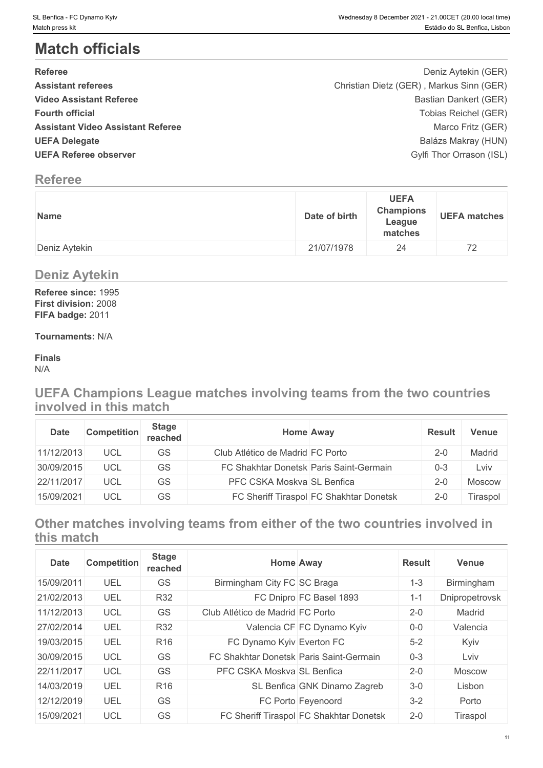# Match officials

| | |
|---|---|
| **Referee** | Deniz Aytekin (GER) |
| **Assistant referees** | Christian Dietz (GER) , Markus Sinn (GER) |
| **Video Assistant Referee** | Bastian Dankert (GER) |
| **Fourth official** | Tobias Reichel (GER) |
| **Assistant Video Assistant Referee** | Marco Fritz (GER) |
| **UEFA Delegate** | Balázs Makray (HUN) |
| **UEFA Referee observer** | Gylfi Thor Orrason (ISL) |

## Referee

| Name | Date of birth | UEFA Champions League matches | UEFA matches |
|---|---|---|---|
| Deniz Aytekin | 21/07/1978 | 24 | 72 |

## Deniz Aytekin

**Referee since:** 1995
**First division:** 2008
**FIFA badge:** 2011

**Tournaments:** N/A

**Finals**
N/A

## UEFA Champions League matches involving teams from the two countries involved in this match

| Date | Competition | Stage reached | Home | Away | Result | Venue |
|---|---|---|---|---|---|---|
| 11/12/2013 | UCL | GS | Club Atlético de Madrid | FC Porto | 2-0 | Madrid |
| 30/09/2015 | UCL | GS | FC Shakhtar Donetsk | Paris Saint-Germain | 0-3 | Lviv |
| 22/11/2017 | UCL | GS | PFC CSKA Moskva | SL Benfica | 2-0 | Moscow |
| 15/09/2021 | UCL | GS | FC Sheriff Tiraspol | FC Shakhtar Donetsk | 2-0 | Tiraspol |

## Other matches involving teams from either of the two countries involved in this match

| Date | Competition | Stage reached | Home | Away | Result | Venue |
|---|---|---|---|---|---|---|
| 15/09/2011 | UEL | GS | Birmingham City FC | SC Braga | 1-3 | Birmingham |
| 21/02/2013 | UEL | R32 | FC Dnipro | FC Basel 1893 | 1-1 | Dnipropetrovsk |
| 11/12/2013 | UCL | GS | Club Atlético de Madrid | FC Porto | 2-0 | Madrid |
| 27/02/2014 | UEL | R32 | Valencia CF | FC Dynamo Kyiv | 0-0 | Valencia |
| 19/03/2015 | UEL | R16 | FC Dynamo Kyiv | Everton FC | 5-2 | Kyiv |
| 30/09/2015 | UCL | GS | FC Shakhtar Donetsk | Paris Saint-Germain | 0-3 | Lviv |
| 22/11/2017 | UCL | GS | PFC CSKA Moskva | SL Benfica | 2-0 | Moscow |
| 14/03/2019 | UEL | R16 | SL Benfica | GNK Dinamo Zagreb | 3-0 | Lisbon |
| 12/12/2019 | UEL | GS | FC Porto | Feyenoord | 3-2 | Porto |
| 15/09/2021 | UCL | GS | FC Sheriff Tiraspol | FC Shakhtar Donetsk | 2-0 | Tiraspol |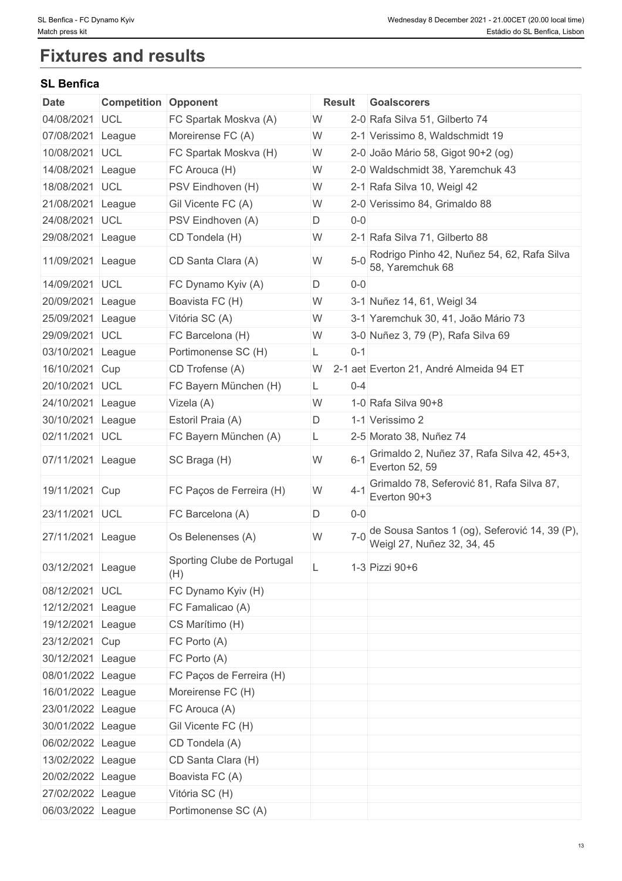# Fixtures and results

## SL Benfica

| Date | Competition | Opponent | Result | | Goalscorers |
|---|---|---|---|---|---|
| 04/08/2021 | UCL | FC Spartak Moskva (A) | W | 2-0 | Rafa Silva 51, Gilberto 74 |
| 07/08/2021 | League | Moreirense FC (A) | W | 2-1 | Verissimo 8, Waldschmidt 19 |
| 10/08/2021 | UCL | FC Spartak Moskva (H) | W | 2-0 | João Mário 58, Gigot 90+2 (og) |
| 14/08/2021 | League | FC Arouca (H) | W | 2-0 | Waldschmidt 38, Yaremchuk 43 |
| 18/08/2021 | UCL | PSV Eindhoven (H) | W | 2-1 | Rafa Silva 10, Weigl 42 |
| 21/08/2021 | League | Gil Vicente FC (A) | W | 2-0 | Verissimo 84, Grimaldo 88 |
| 24/08/2021 | UCL | PSV Eindhoven (A) | D | 0-0 | |
| 29/08/2021 | League | CD Tondela (H) | W | 2-1 | Rafa Silva 71, Gilberto 88 |
| 11/09/2021 | League | CD Santa Clara (A) | W | 5-0 | Rodrigo Pinho 42, Nuñez 54, 62, Rafa Silva 58, Yaremchuk 68 |
| 14/09/2021 | UCL | FC Dynamo Kyiv (A) | D | 0-0 | |
| 20/09/2021 | League | Boavista FC (H) | W | 3-1 | Nuñez 14, 61, Weigl 34 |
| 25/09/2021 | League | Vitória SC (A) | W | 3-1 | Yaremchuk 30, 41, João Mário 73 |
| 29/09/2021 | UCL | FC Barcelona (H) | W | 3-0 | Nuñez 3, 79 (P), Rafa Silva 69 |
| 03/10/2021 | League | Portimonense SC (H) | L | 0-1 | |
| 16/10/2021 | Cup | CD Trofense (A) | W | 2-1 aet | Everton 21, André Almeida 94 ET |
| 20/10/2021 | UCL | FC Bayern München (H) | L | 0-4 | |
| 24/10/2021 | League | Vizela (A) | W | 1-0 | Rafa Silva 90+8 |
| 30/10/2021 | League | Estoril Praia (A) | D | 1-1 | Verissimo 2 |
| 02/11/2021 | UCL | FC Bayern München (A) | L | 2-5 | Morato 38, Nuñez 74 |
| 07/11/2021 | League | SC Braga (H) | W | 6-1 | Grimaldo 2, Nuñez 37, Rafa Silva 42, 45+3, Everton 52, 59 |
| 19/11/2021 | Cup | FC Paços de Ferreira (H) | W | 4-1 | Grimaldo 78, Seferović 81, Rafa Silva 87, Everton 90+3 |
| 23/11/2021 | UCL | FC Barcelona (A) | D | 0-0 | |
| 27/11/2021 | League | Os Belenenses (A) | W | 7-0 | de Sousa Santos 1 (og), Seferović 14, 39 (P), Weigl 27, Nuñez 32, 34, 45 |
| 03/12/2021 | League | Sporting Clube de Portugal (H) | L | 1-3 | Pizzi 90+6 |
| 08/12/2021 | UCL | FC Dynamo Kyiv (H) | | | |
| 12/12/2021 | League | FC Famalicao (A) | | | |
| 19/12/2021 | League | CS Marítimo (H) | | | |
| 23/12/2021 | Cup | FC Porto (A) | | | |
| 30/12/2021 | League | FC Porto (A) | | | |
| 08/01/2022 | League | FC Paços de Ferreira (H) | | | |
| 16/01/2022 | League | Moreirense FC (H) | | | |
| 23/01/2022 | League | FC Arouca (A) | | | |
| 30/01/2022 | League | Gil Vicente FC (H) | | | |
| 06/02/2022 | League | CD Tondela (A) | | | |
| 13/02/2022 | League | CD Santa Clara (H) | | | |
| 20/02/2022 | League | Boavista FC (A) | | | |
| 27/02/2022 | League | Vitória SC (H) | | | |
| 06/03/2022 | League | Portimonense SC (A) | | | |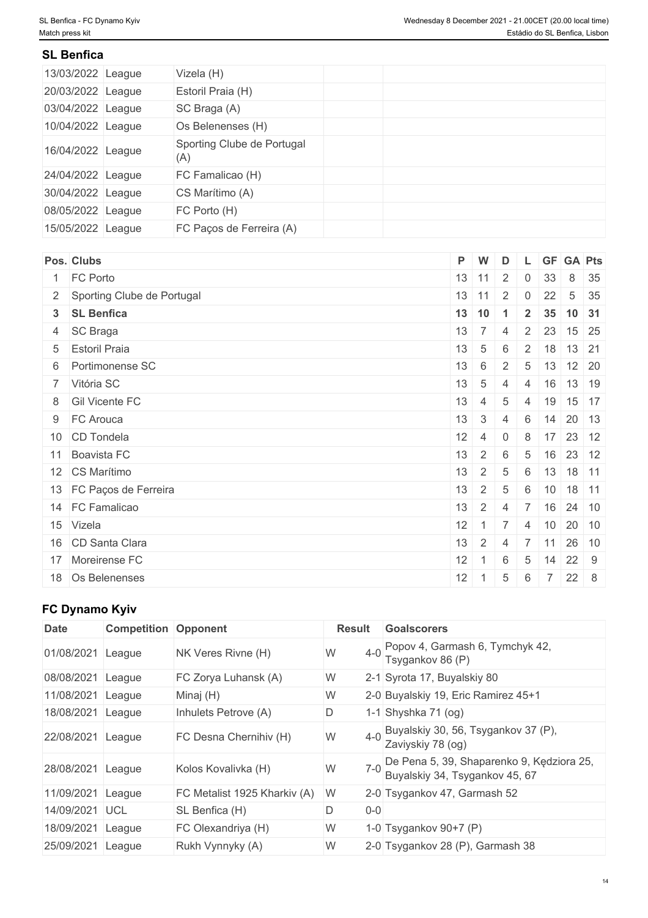## SL Benfica

| | | | | |
|---|---|---|---|---|
| 13/03/2022 | League | Vizela (H) | | |
| 20/03/2022 | League | Estoril Praia (H) | | |
| 03/04/2022 | League | SC Braga (A) | | |
| 10/04/2022 | League | Os Belenenses (H) | | |
| 16/04/2022 | League | Sporting Clube de Portugal (A) | | |
| 24/04/2022 | League | FC Famalicao (H) | | |
| 30/04/2022 | League | CS Marítimo (A) | | |
| 08/05/2022 | League | FC Porto (H) | | |
| 15/05/2022 | League | FC Paços de Ferreira (A) | | |

| Pos. | Clubs | P | W | D | L | GF | GA | Pts |
|---|---|---|---|---|---|---|---|---|
| 1 | FC Porto | 13 | 11 | 2 | 0 | 33 | 8 | 35 |
| 2 | Sporting Clube de Portugal | 13 | 11 | 2 | 0 | 22 | 5 | 35 |
| **3** | **SL Benfica** | **13** | **10** | **1** | **2** | **35** | **10** | **31** |
| 4 | SC Braga | 13 | 7 | 4 | 2 | 23 | 15 | 25 |
| 5 | Estoril Praia | 13 | 5 | 6 | 2 | 18 | 13 | 21 |
| 6 | Portimonense SC | 13 | 6 | 2 | 5 | 13 | 12 | 20 |
| 7 | Vitória SC | 13 | 5 | 4 | 4 | 16 | 13 | 19 |
| 8 | Gil Vicente FC | 13 | 4 | 5 | 4 | 19 | 15 | 17 |
| 9 | FC Arouca | 13 | 3 | 4 | 6 | 14 | 20 | 13 |
| 10 | CD Tondela | 12 | 4 | 0 | 8 | 17 | 23 | 12 |
| 11 | Boavista FC | 13 | 2 | 6 | 5 | 16 | 23 | 12 |
| 12 | CS Marítimo | 13 | 2 | 5 | 6 | 13 | 18 | 11 |
| 13 | FC Paços de Ferreira | 13 | 2 | 5 | 6 | 10 | 18 | 11 |
| 14 | FC Famalicao | 13 | 2 | 4 | 7 | 16 | 24 | 10 |
| 15 | Vizela | 12 | 1 | 7 | 4 | 10 | 20 | 10 |
| 16 | CD Santa Clara | 13 | 2 | 4 | 7 | 11 | 26 | 10 |
| 17 | Moreirense FC | 12 | 1 | 6 | 5 | 14 | 22 | 9 |
| 18 | Os Belenenses | 12 | 1 | 5 | 6 | 7 | 22 | 8 |

## FC Dynamo Kyiv

| Date | Competition | Opponent | Result | | Goalscorers |
|---|---|---|---|---|---|
| 01/08/2021 | League | NK Veres Rivne (H) | W | 4-0 | Popov 4, Garmash 6, Tymchyk 42, Tsygankov 86 (P) |
| 08/08/2021 | League | FC Zorya Luhansk (A) | W | 2-1 | Syrota 17, Buyalskiy 80 |
| 11/08/2021 | League | Minaj (H) | W | 2-0 | Buyalskiy 19, Eric Ramirez 45+1 |
| 18/08/2021 | League | Inhulets Petrove (A) | D | 1-1 | Shyshka 71 (og) |
| 22/08/2021 | League | FC Desna Chernihiv (H) | W | 4-0 | Buyalskiy 30, 56, Tsygankov 37 (P), Zaviyskiy 78 (og) |
| 28/08/2021 | League | Kolos Kovalivka (H) | W | 7-0 | De Pena 5, 39, Shaparenko 9, Kędziora 25, Buyalskiy 34, Tsygankov 45, 67 |
| 11/09/2021 | League | FC Metalist 1925 Kharkiv (A) | W | 2-0 | Tsygankov 47, Garmash 52 |
| 14/09/2021 | UCL | SL Benfica (H) | D | 0-0 | |
| 18/09/2021 | League | FC Olexandriya (H) | W | 1-0 | Tsygankov 90+7 (P) |
| 25/09/2021 | League | Rukh Vynnyky (A) | W | 2-0 | Tsygankov 28 (P), Garmash 38 |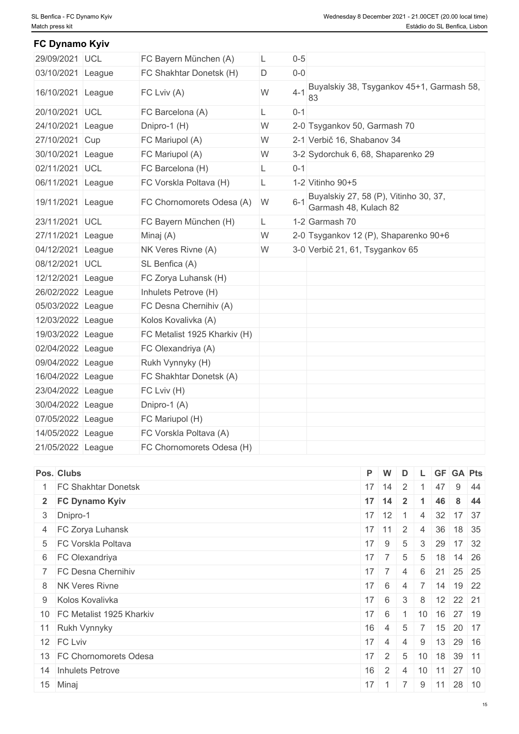## FC Dynamo Kyiv

| | | | | | |
|---|---|---|---|---|---|
| 29/09/2021 | UCL | FC Bayern München (A) | L | 0-5 | |
| 03/10/2021 | League | FC Shakhtar Donetsk (H) | D | 0-0 | |
| 16/10/2021 | League | FC Lviv (A) | W | 4-1 | Buyalskiy 38, Tsygankov 45+1, Garmash 58, 83 |
| 20/10/2021 | UCL | FC Barcelona (A) | L | 0-1 | |
| 24/10/2021 | League | Dnipro-1 (H) | W | 2-0 | Tsygankov 50, Garmash 70 |
| 27/10/2021 | Cup | FC Mariupol (A) | W | 2-1 | Verbič 16, Shabanov 34 |
| 30/10/2021 | League | FC Mariupol (A) | W | 3-2 | Sydorchuk 6, 68, Shaparenko 29 |
| 02/11/2021 | UCL | FC Barcelona (H) | L | 0-1 | |
| 06/11/2021 | League | FC Vorskla Poltava (H) | L | 1-2 | Vitinho 90+5 |
| 19/11/2021 | League | FC Chornomorets Odesa (A) | W | 6-1 | Buyalskiy 27, 58 (P), Vitinho 30, 37, Garmash 48, Kulach 82 |
| 23/11/2021 | UCL | FC Bayern München (H) | L | 1-2 | Garmash 70 |
| 27/11/2021 | League | Minaj (A) | W | 2-0 | Tsygankov 12 (P), Shaparenko 90+6 |
| 04/12/2021 | League | NK Veres Rivne (A) | W | 3-0 | Verbič 21, 61, Tsygankov 65 |
| 08/12/2021 | UCL | SL Benfica (A) | | | |
| 12/12/2021 | League | FC Zorya Luhansk (H) | | | |
| 26/02/2022 | League | Inhulets Petrove (H) | | | |
| 05/03/2022 | League | FC Desna Chernihiv (A) | | | |
| 12/03/2022 | League | Kolos Kovalivka (A) | | | |
| 19/03/2022 | League | FC Metalist 1925 Kharkiv (H) | | | |
| 02/04/2022 | League | FC Olexandriya (A) | | | |
| 09/04/2022 | League | Rukh Vynnyky (H) | | | |
| 16/04/2022 | League | FC Shakhtar Donetsk (A) | | | |
| 23/04/2022 | League | FC Lviv (H) | | | |
| 30/04/2022 | League | Dnipro-1 (A) | | | |
| 07/05/2022 | League | FC Mariupol (H) | | | |
| 14/05/2022 | League | FC Vorskla Poltava (A) | | | |
| 21/05/2022 | League | FC Chornomorets Odesa (H) | | | |

| Pos. | Clubs | P | W | D | L | GF | GA | Pts |
|---|---|---|---|---|---|---|---|---|
| 1 | FC Shakhtar Donetsk | 17 | 14 | 2 | 1 | 47 | 9 | 44 |
| **2** | **FC Dynamo Kyiv** | **17** | **14** | **2** | **1** | **46** | **8** | **44** |
| 3 | Dnipro-1 | 17 | 12 | 1 | 4 | 32 | 17 | 37 |
| 4 | FC Zorya Luhansk | 17 | 11 | 2 | 4 | 36 | 18 | 35 |
| 5 | FC Vorskla Poltava | 17 | 9 | 5 | 3 | 29 | 17 | 32 |
| 6 | FC Olexandriya | 17 | 7 | 5 | 5 | 18 | 14 | 26 |
| 7 | FC Desna Chernihiv | 17 | 7 | 4 | 6 | 21 | 25 | 25 |
| 8 | NK Veres Rivne | 17 | 6 | 4 | 7 | 14 | 19 | 22 |
| 9 | Kolos Kovalivka | 17 | 6 | 3 | 8 | 12 | 22 | 21 |
| 10 | FC Metalist 1925 Kharkiv | 17 | 6 | 1 | 10 | 16 | 27 | 19 |
| 11 | Rukh Vynnyky | 16 | 4 | 5 | 7 | 15 | 20 | 17 |
| 12 | FC Lviv | 17 | 4 | 4 | 9 | 13 | 29 | 16 |
| 13 | FC Chornomorets Odesa | 17 | 2 | 5 | 10 | 18 | 39 | 11 |
| 14 | Inhulets Petrove | 16 | 2 | 4 | 10 | 11 | 27 | 10 |
| 15 | Minaj | 17 | 1 | 7 | 9 | 11 | 28 | 10 |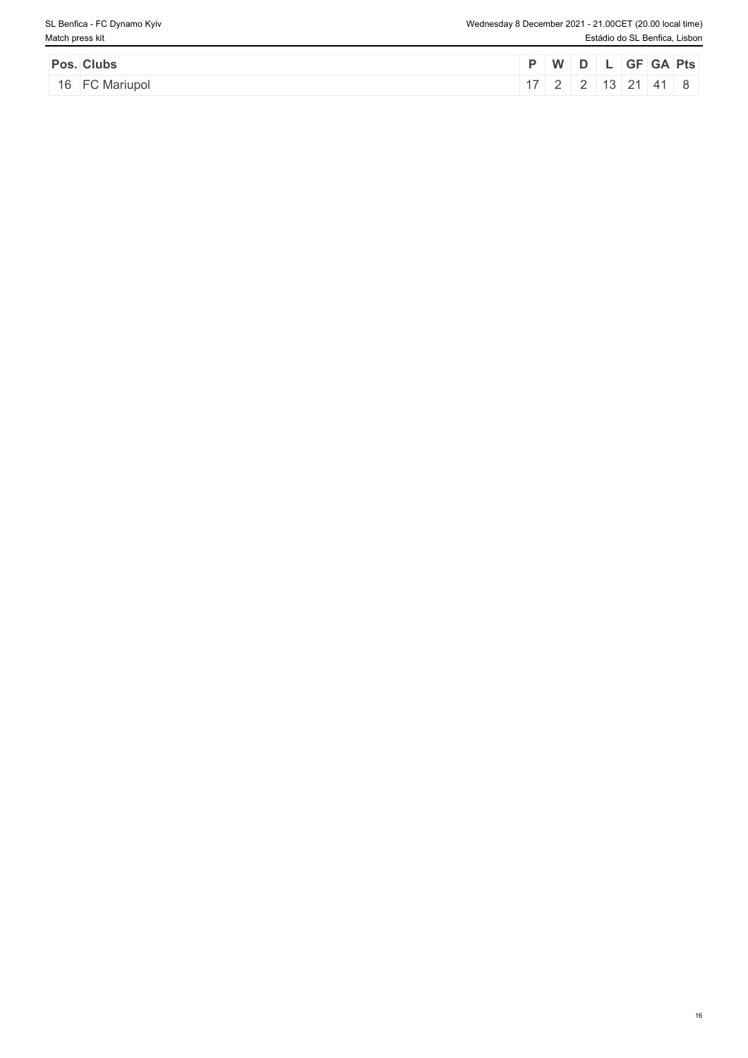| Pos. | Clubs | P | W | D | L | GF | GA | Pts |
|---|---|---|---|---|---|---|---|---|
| 16 | FC Mariupol | 17 | 2 | 2 | 13 | 21 | 41 | 8 |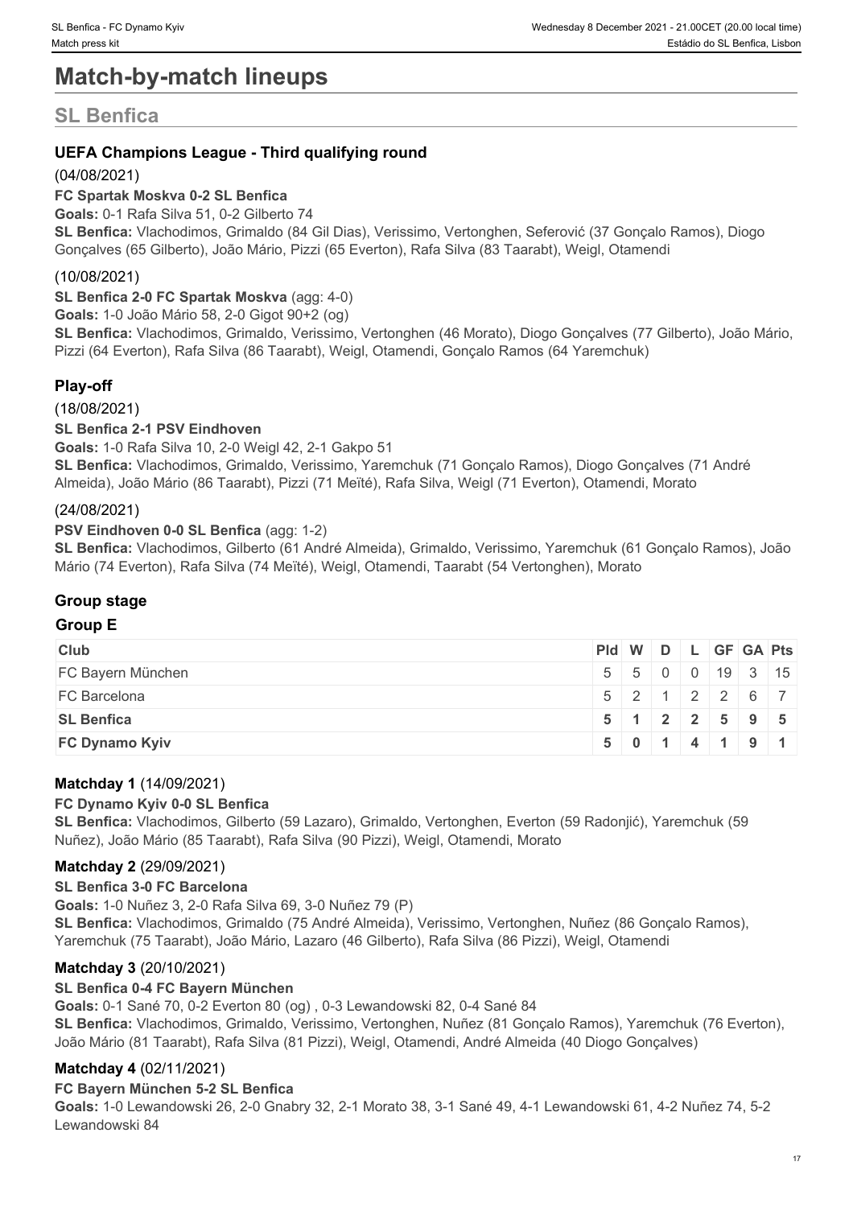# Match-by-match lineups

## SL Benfica

### UEFA Champions League - Third qualifying round

(04/08/2021)

**FC Spartak Moskva 0-2 SL Benfica**

**Goals:** 0-1 Rafa Silva 51, 0-2 Gilberto 74

**SL Benfica:** Vlachodimos, Grimaldo (84 Gil Dias), Verissimo, Vertonghen, Seferović (37 Gonçalo Ramos), Diogo Gonçalves (65 Gilberto), João Mário, Pizzi (65 Everton), Rafa Silva (83 Taarabt), Weigl, Otamendi

(10/08/2021)

**SL Benfica 2-0 FC Spartak Moskva** (agg: 4-0)

**Goals:** 1-0 João Mário 58, 2-0 Gigot 90+2 (og)

**SL Benfica:** Vlachodimos, Grimaldo, Verissimo, Vertonghen (46 Morato), Diogo Gonçalves (77 Gilberto), João Mário, Pizzi (64 Everton), Rafa Silva (86 Taarabt), Weigl, Otamendi, Gonçalo Ramos (64 Yaremchuk)

### Play-off

(18/08/2021)

**SL Benfica 2-1 PSV Eindhoven**

**Goals:** 1-0 Rafa Silva 10, 2-0 Weigl 42, 2-1 Gakpo 51

**SL Benfica:** Vlachodimos, Grimaldo, Verissimo, Yaremchuk (71 Gonçalo Ramos), Diogo Gonçalves (71 André Almeida), João Mário (86 Taarabt), Pizzi (71 Meïté), Rafa Silva, Weigl (71 Everton), Otamendi, Morato

(24/08/2021)

**PSV Eindhoven 0-0 SL Benfica** (agg: 1-2)

**SL Benfica:** Vlachodimos, Gilberto (61 André Almeida), Grimaldo, Verissimo, Yaremchuk (61 Gonçalo Ramos), João Mário (74 Everton), Rafa Silva (74 Meïté), Weigl, Otamendi, Taarabt (54 Vertonghen), Morato

### Group stage

#### Group E

| Club | Pld | W | D | L | GF | GA | Pts |
|---|---|---|---|---|---|---|---|
| FC Bayern München | 5 | 5 | 0 | 0 | 19 | 3 | 15 |
| FC Barcelona | 5 | 2 | 1 | 2 | 2 | 6 | 7 |
| **SL Benfica** | **5** | **1** | **2** | **2** | **5** | **9** | **5** |
| **FC Dynamo Kyiv** | **5** | **0** | **1** | **4** | **1** | **9** | **1** |

**Matchday 1** (14/09/2021)

**FC Dynamo Kyiv 0-0 SL Benfica**

**SL Benfica:** Vlachodimos, Gilberto (59 Lazaro), Grimaldo, Vertonghen, Everton (59 Radonjić), Yaremchuk (59 Nuñez), João Mário (85 Taarabt), Rafa Silva (90 Pizzi), Weigl, Otamendi, Morato

**Matchday 2** (29/09/2021)

**SL Benfica 3-0 FC Barcelona**

**Goals:** 1-0 Nuñez 3, 2-0 Rafa Silva 69, 3-0 Nuñez 79 (P)

**SL Benfica:** Vlachodimos, Grimaldo (75 André Almeida), Verissimo, Vertonghen, Nuñez (86 Gonçalo Ramos), Yaremchuk (75 Taarabt), João Mário, Lazaro (46 Gilberto), Rafa Silva (86 Pizzi), Weigl, Otamendi

**Matchday 3** (20/10/2021)

**SL Benfica 0-4 FC Bayern München**

**Goals:** 0-1 Sané 70, 0-2 Everton 80 (og) , 0-3 Lewandowski 82, 0-4 Sané 84

**SL Benfica:** Vlachodimos, Grimaldo, Verissimo, Vertonghen, Nuñez (81 Gonçalo Ramos), Yaremchuk (76 Everton), João Mário (81 Taarabt), Rafa Silva (81 Pizzi), Weigl, Otamendi, André Almeida (40 Diogo Gonçalves)

**Matchday 4** (02/11/2021)

**FC Bayern München 5-2 SL Benfica**

**Goals:** 1-0 Lewandowski 26, 2-0 Gnabry 32, 2-1 Morato 38, 3-1 Sané 49, 4-1 Lewandowski 61, 4-2 Nuñez 74, 5-2 Lewandowski 84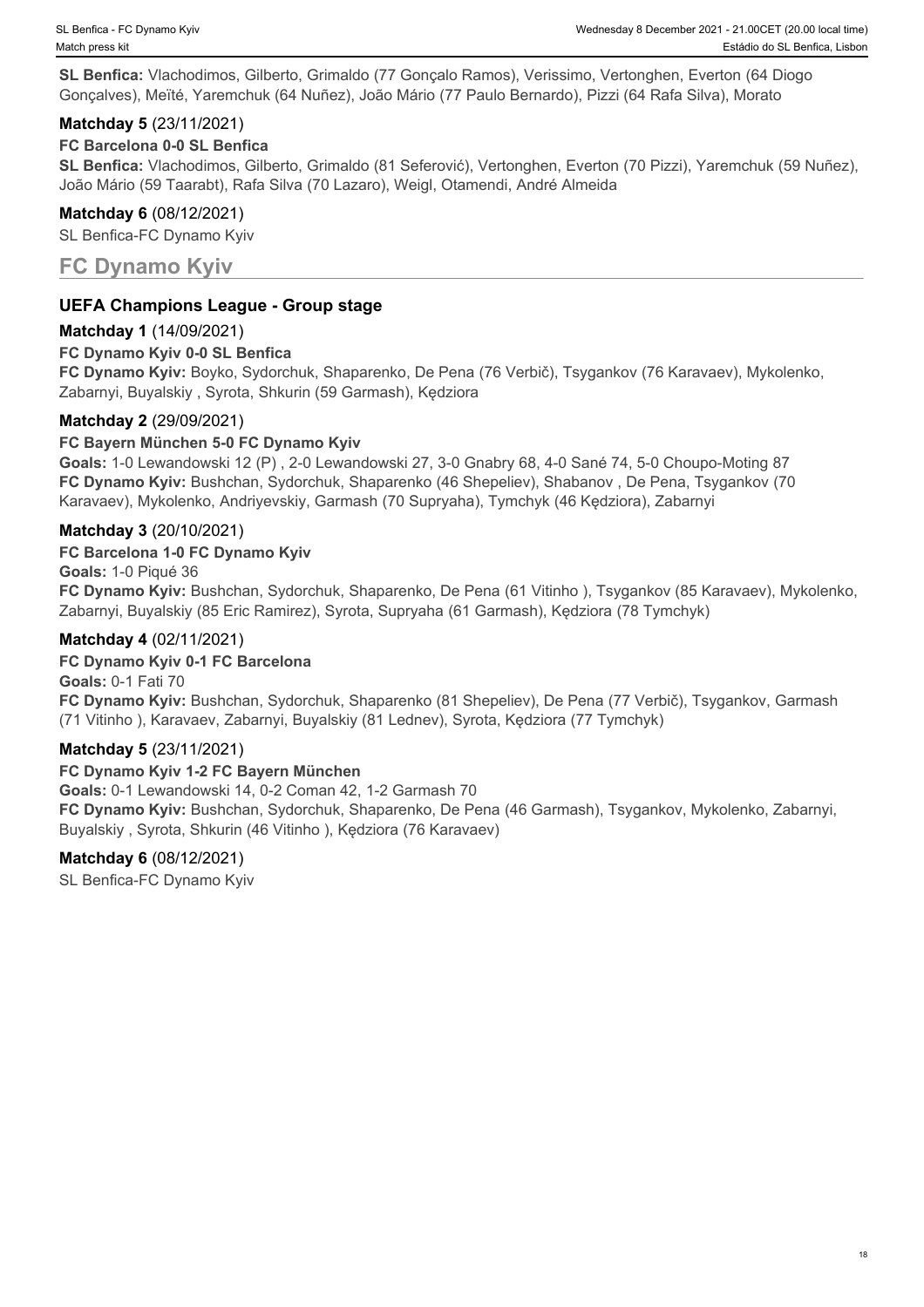**SL Benfica:** Vlachodimos, Gilberto, Grimaldo (77 Gonçalo Ramos), Verissimo, Vertonghen, Everton (64 Diogo Gonçalves), Meïté, Yaremchuk (64 Nuñez), João Mário (77 Paulo Bernardo), Pizzi (64 Rafa Silva), Morato

### Matchday 5 (23/11/2021)

**FC Barcelona 0-0 SL Benfica**

**SL Benfica:** Vlachodimos, Gilberto, Grimaldo (81 Seferović), Vertonghen, Everton (70 Pizzi), Yaremchuk (59 Nuñez), João Mário (59 Taarabt), Rafa Silva (70 Lazaro), Weigl, Otamendi, André Almeida

### Matchday 6 (08/12/2021)

SL Benfica-FC Dynamo Kyiv

## FC Dynamo Kyiv

### UEFA Champions League - Group stage

### Matchday 1 (14/09/2021)

**FC Dynamo Kyiv 0-0 SL Benfica**

**FC Dynamo Kyiv:** Boyko, Sydorchuk, Shaparenko, De Pena (76 Verbič), Tsygankov (76 Karavaev), Mykolenko, Zabarnyi, Buyalskiy , Syrota, Shkurin (59 Garmash), Kędziora

### Matchday 2 (29/09/2021)

**FC Bayern München 5-0 FC Dynamo Kyiv**

**Goals:** 1-0 Lewandowski 12 (P) , 2-0 Lewandowski 27, 3-0 Gnabry 68, 4-0 Sané 74, 5-0 Choupo-Moting 87

**FC Dynamo Kyiv:** Bushchan, Sydorchuk, Shaparenko (46 Shepeliev), Shabanov , De Pena, Tsygankov (70 Karavaev), Mykolenko, Andriyevskiy, Garmash (70 Supryaha), Tymchyk (46 Kędziora), Zabarnyi

### Matchday 3 (20/10/2021)

**FC Barcelona 1-0 FC Dynamo Kyiv**

**Goals:** 1-0 Piqué 36

**FC Dynamo Kyiv:** Bushchan, Sydorchuk, Shaparenko, De Pena (61 Vitinho ), Tsygankov (85 Karavaev), Mykolenko, Zabarnyi, Buyalskiy (85 Eric Ramirez), Syrota, Supryaha (61 Garmash), Kędziora (78 Tymchyk)

### Matchday 4 (02/11/2021)

**FC Dynamo Kyiv 0-1 FC Barcelona**

**Goals:** 0-1 Fati 70

**FC Dynamo Kyiv:** Bushchan, Sydorchuk, Shaparenko (81 Shepeliev), De Pena (77 Verbič), Tsygankov, Garmash (71 Vitinho ), Karavaev, Zabarnyi, Buyalskiy (81 Lednev), Syrota, Kędziora (77 Tymchyk)

### Matchday 5 (23/11/2021)

**FC Dynamo Kyiv 1-2 FC Bayern München**

**Goals:** 0-1 Lewandowski 14, 0-2 Coman 42, 1-2 Garmash 70

**FC Dynamo Kyiv:** Bushchan, Sydorchuk, Shaparenko, De Pena (46 Garmash), Tsygankov, Mykolenko, Zabarnyi, Buyalskiy , Syrota, Shkurin (46 Vitinho ), Kędziora (76 Karavaev)

### Matchday 6 (08/12/2021)

SL Benfica-FC Dynamo Kyiv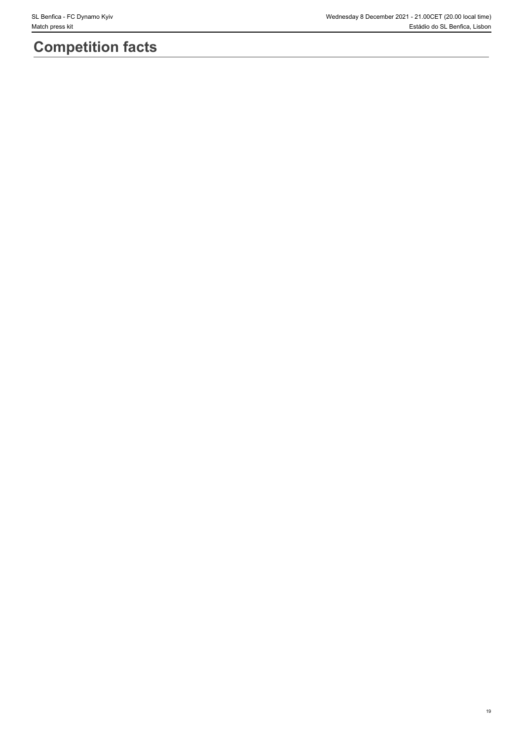# Competition facts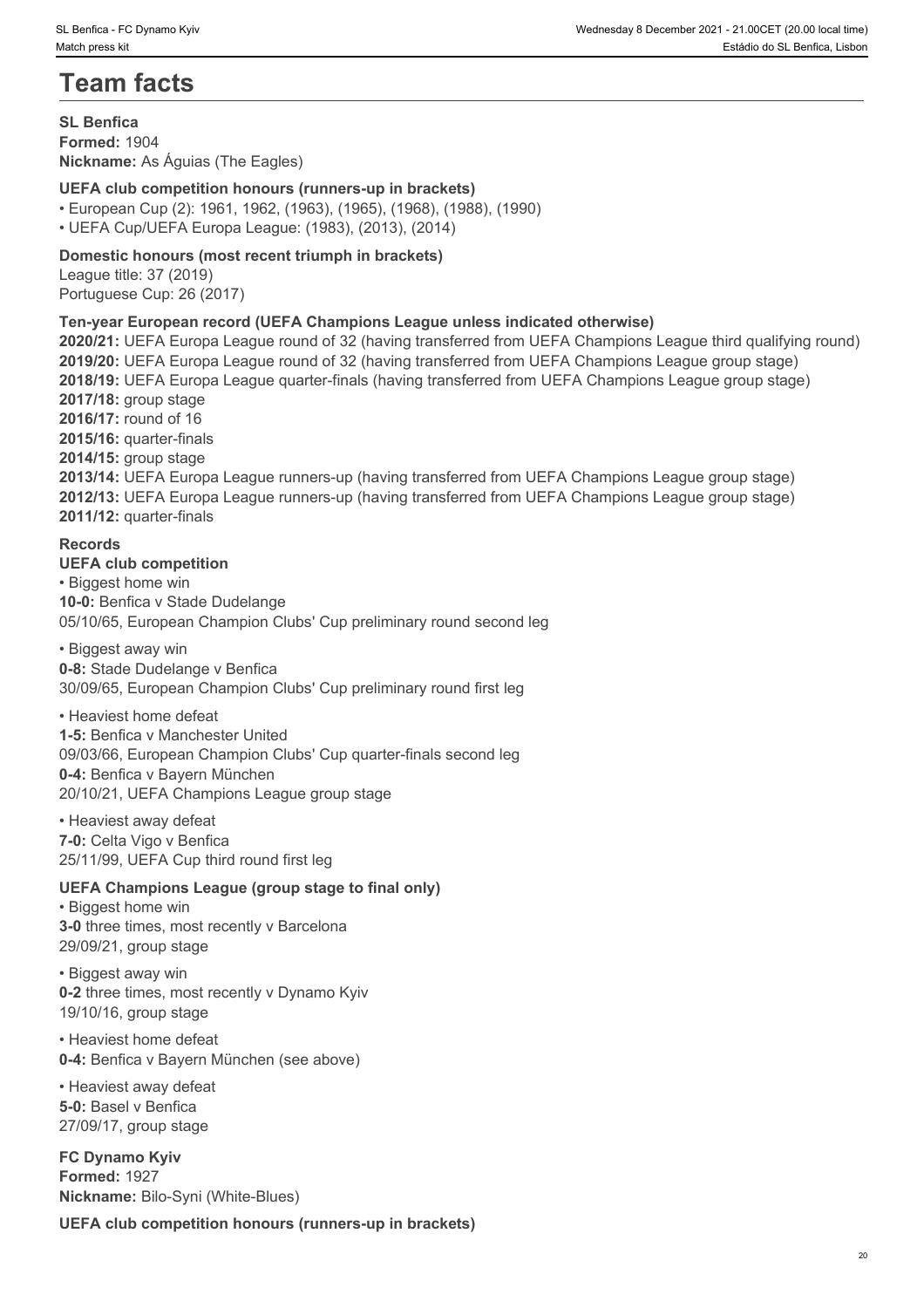# Team facts

**SL Benfica**
**Formed:** 1904
**Nickname:** As Águias (The Eagles)

**UEFA club competition honours (runners-up in brackets)**

- European Cup (2): 1961, 1962, (1963), (1965), (1968), (1988), (1990)
- UEFA Cup/UEFA Europa League: (1983), (2013), (2014)

**Domestic honours (most recent triumph in brackets)**
League title: 37 (2019)
Portuguese Cup: 26 (2017)

**Ten-year European record (UEFA Champions League unless indicated otherwise)**
**2020/21:** UEFA Europa League round of 32 (having transferred from UEFA Champions League third qualifying round)
**2019/20:** UEFA Europa League round of 32 (having transferred from UEFA Champions League group stage)
**2018/19:** UEFA Europa League quarter-finals (having transferred from UEFA Champions League group stage)
**2017/18:** group stage
**2016/17:** round of 16
**2015/16:** quarter-finals
**2014/15:** group stage
**2013/14:** UEFA Europa League runners-up (having transferred from UEFA Champions League group stage)
**2012/13:** UEFA Europa League runners-up (having transferred from UEFA Champions League group stage)
**2011/12:** quarter-finals

**Records**
**UEFA club competition**

- Biggest home win

**10-0:** Benfica v Stade Dudelange
05/10/65, European Champion Clubs' Cup preliminary round second leg

- Biggest away win

**0-8:** Stade Dudelange v Benfica
30/09/65, European Champion Clubs' Cup preliminary round first leg

- Heaviest home defeat

**1-5:** Benfica v Manchester United
09/03/66, European Champion Clubs' Cup quarter-finals second leg
**0-4:** Benfica v Bayern München
20/10/21, UEFA Champions League group stage

- Heaviest away defeat

**7-0:** Celta Vigo v Benfica
25/11/99, UEFA Cup third round first leg

**UEFA Champions League (group stage to final only)**

- Biggest home win

**3-0** three times, most recently v Barcelona
29/09/21, group stage

- Biggest away win

**0-2** three times, most recently v Dynamo Kyiv
19/10/16, group stage

- Heaviest home defeat

**0-4:** Benfica v Bayern München (see above)

- Heaviest away defeat

**5-0:** Basel v Benfica
27/09/17, group stage

**FC Dynamo Kyiv**
**Formed:** 1927
**Nickname:** Bilo-Syni (White-Blues)

**UEFA club competition honours (runners-up in brackets)**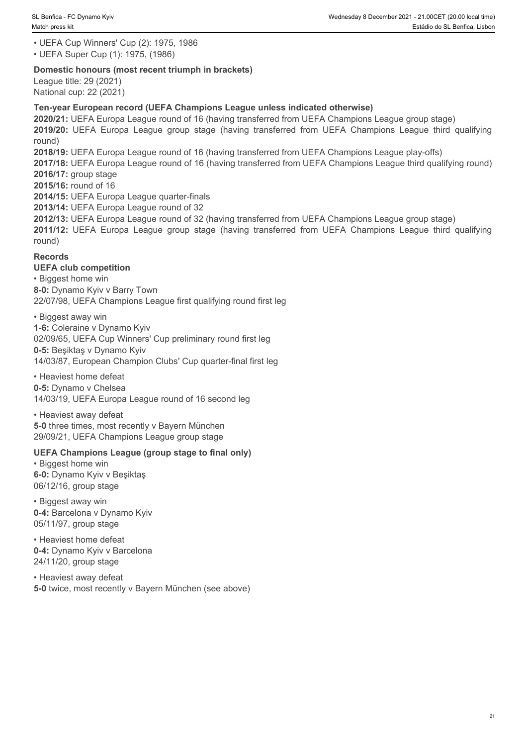- UEFA Cup Winners' Cup (2): 1975, 1986
- UEFA Super Cup (1): 1975, (1986)

**Domestic honours (most recent triumph in brackets)**
League title: 29 (2021)
National cup: 22 (2021)

**Ten-year European record (UEFA Champions League unless indicated otherwise)**
**2020/21:** UEFA Europa League round of 16 (having transferred from UEFA Champions League group stage)
**2019/20:** UEFA Europa League group stage (having transferred from UEFA Champions League third qualifying round)
**2018/19:** UEFA Europa League round of 16 (having transferred from UEFA Champions League play-offs)
**2017/18:** UEFA Europa League round of 16 (having transferred from UEFA Champions League third qualifying round)
**2016/17:** group stage
**2015/16:** round of 16
**2014/15:** UEFA Europa League quarter-finals
**2013/14:** UEFA Europa League round of 32
**2012/13:** UEFA Europa League round of 32 (having transferred from UEFA Champions League group stage)
**2011/12:** UEFA Europa League group stage (having transferred from UEFA Champions League third qualifying round)

## Records

### UEFA club competition

- Biggest home win

**8-0:** Dynamo Kyiv v Barry Town
22/07/98, UEFA Champions League first qualifying round first leg

- Biggest away win

**1-6:** Coleraine v Dynamo Kyiv
02/09/65, UEFA Cup Winners' Cup preliminary round first leg
**0-5:** Beşiktaş v Dynamo Kyiv
14/03/87, European Champion Clubs' Cup quarter-final first leg

- Heaviest home defeat

**0-5:** Dynamo v Chelsea
14/03/19, UEFA Europa League round of 16 second leg

- Heaviest away defeat

**5-0** three times, most recently v Bayern München
29/09/21, UEFA Champions League group stage

### UEFA Champions League (group stage to final only)

- Biggest home win

**6-0:** Dynamo Kyiv v Beşiktaş
06/12/16, group stage

- Biggest away win

**0-4:** Barcelona v Dynamo Kyiv
05/11/97, group stage

- Heaviest home defeat

**0-4:** Dynamo Kyiv v Barcelona
24/11/20, group stage

- Heaviest away defeat

**5-0** twice, most recently v Bayern München (see above)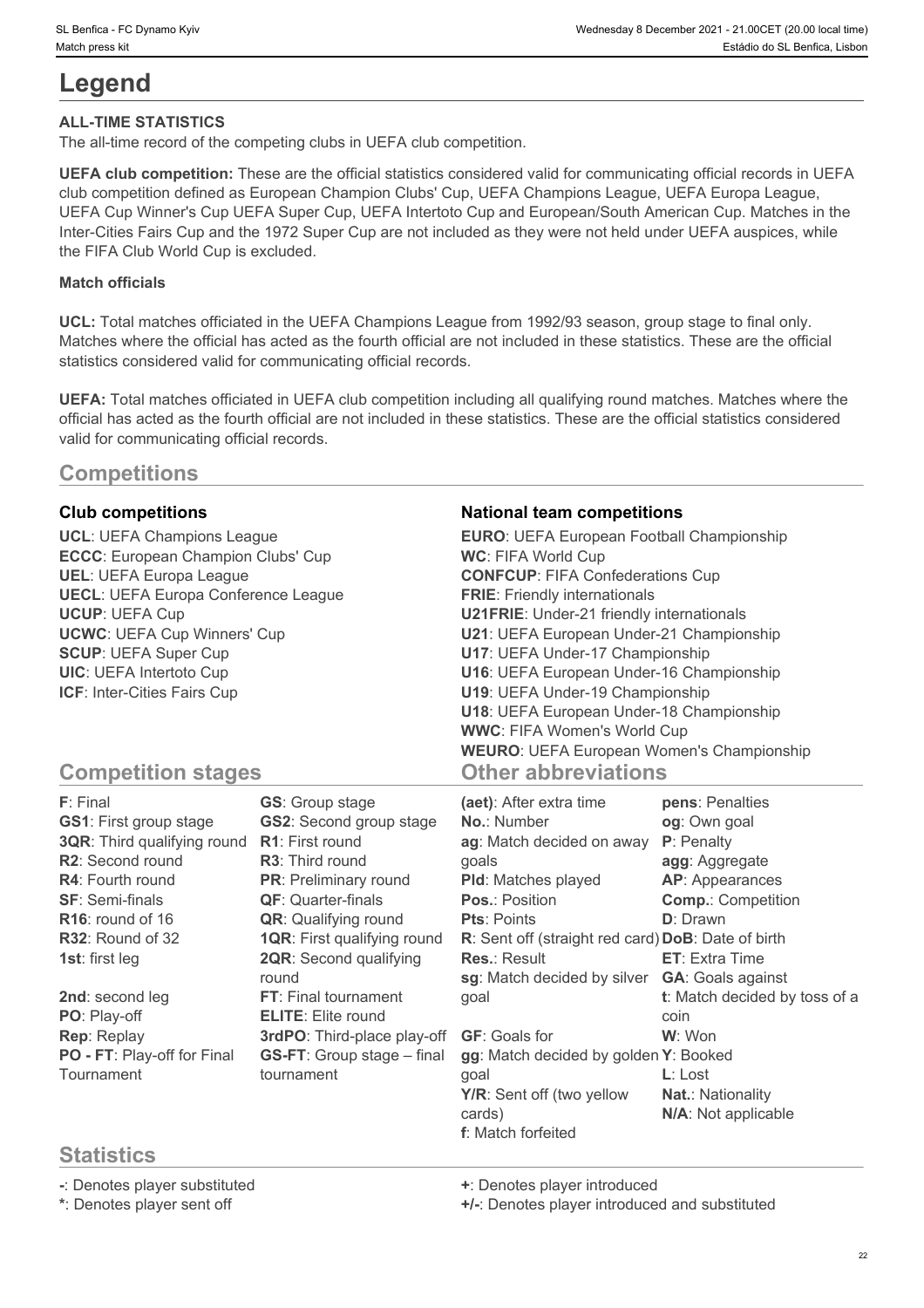# Legend

**ALL-TIME STATISTICS**

The all-time record of the competing clubs in UEFA club competition.

**UEFA club competition:** These are the official statistics considered valid for communicating official records in UEFA club competition defined as European Champion Clubs' Cup, UEFA Champions League, UEFA Europa League, UEFA Cup Winner's Cup UEFA Super Cup, UEFA Intertoto Cup and European/South American Cup. Matches in the Inter-Cities Fairs Cup and the 1972 Super Cup are not included as they were not held under UEFA auspices, while the FIFA Club World Cup is excluded.

**Match officials**

**UCL:** Total matches officiated in the UEFA Champions League from 1992/93 season, group stage to final only. Matches where the official has acted as the fourth official are not included in these statistics. These are the official statistics considered valid for communicating official records.

**UEFA:** Total matches officiated in UEFA club competition including all qualifying round matches. Matches where the official has acted as the fourth official are not included in these statistics. These are the official statistics considered valid for communicating official records.

## Competitions

### Club competitions

**UCL**: UEFA Champions League
**ECCC**: European Champion Clubs' Cup
**UEL**: UEFA Europa League
**UECL**: UEFA Europa Conference League
**UCUP**: UEFA Cup
**UCWC**: UEFA Cup Winners' Cup
**SCUP**: UEFA Super Cup
**UIC**: UEFA Intertoto Cup
**ICF**: Inter-Cities Fairs Cup

### National team competitions

**EURO**: UEFA European Football Championship
**WC**: FIFA World Cup
**CONFCUP**: FIFA Confederations Cup
**FRIE**: Friendly internationals
**U21FRIE**: Under-21 friendly internationals
**U21**: UEFA European Under-21 Championship
**U17**: UEFA Under-17 Championship
**U16**: UEFA European Under-16 Championship
**U19**: UEFA Under-19 Championship
**U18**: UEFA European Under-18 Championship
**WWC**: FIFA Women's World Cup
**WEURO**: UEFA European Women's Championship

## Competition stages

**F**: Final
**GS1**: First group stage
**3QR**: Third qualifying round
**R2**: Second round
**R4**: Fourth round
**SF**: Semi-finals
**R16**: round of 16
**R32**: Round of 32
**1st**: first leg
**2nd**: second leg
**PO**: Play-off
**Rep**: Replay
**PO - FT**: Play-off for Final Tournament
**GS**: Group stage
**GS2**: Second group stage
**R1**: First round
**R3**: Third round
**PR**: Preliminary round
**QF**: Quarter-finals
**QR**: Qualifying round
**1QR**: First qualifying round
**2QR**: Second qualifying round
**FT**: Final tournament
**ELITE**: Elite round
**3rdPO**: Third-place play-off
**GS-FT**: Group stage – final tournament

## Other abbreviations

**(aet)**: After extra time
**No.**: Number
**ag**: Match decided on away goals
**Pld**: Matches played
**Pos.**: Position
**Pts**: Points
**R**: Sent off (straight red card)
**Res.**: Result
**sg**: Match decided by silver goal
**GF**: Goals for
**gg**: Match decided by golden goal
**Y/R**: Sent off (two yellow cards)
**f**: Match forfeited
**pens**: Penalties
**og**: Own goal
**P**: Penalty
**agg**: Aggregate
**AP**: Appearances
**Comp.**: Competition
**D**: Drawn
**DoB**: Date of birth
**ET**: Extra Time
**GA**: Goals against
**t**: Match decided by toss of a coin
**W**: Won
**Y**: Booked
**L**: Lost
**Nat.**: Nationality
**N/A**: Not applicable

## Statistics

**-**: Denotes player substituted
**\***: Denotes player sent off
**+**: Denotes player introduced
**+/-**: Denotes player introduced and substituted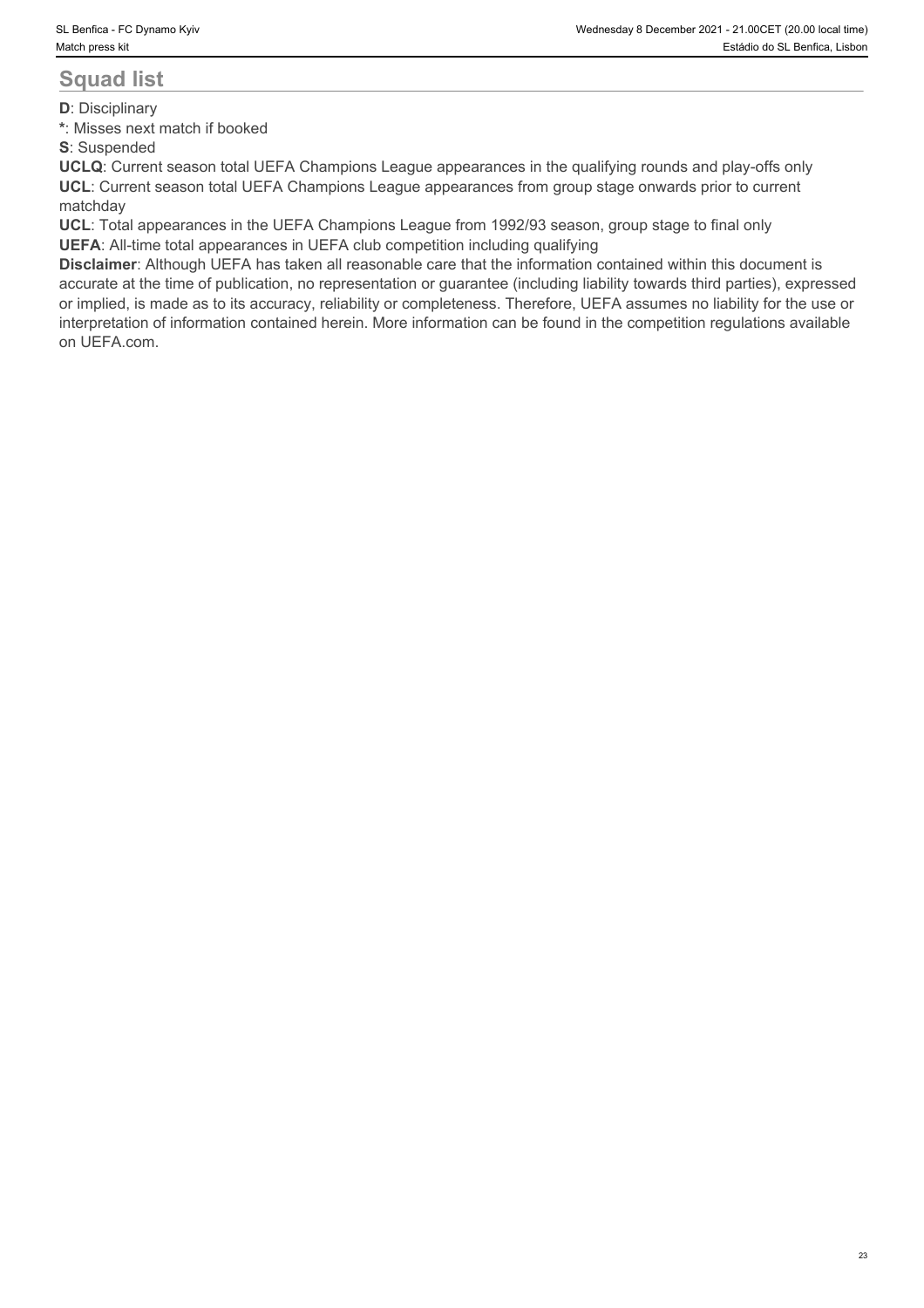## Squad list

**D**: Disciplinary

*****: Misses next match if booked

**S**: Suspended

**UCLQ**: Current season total UEFA Champions League appearances in the qualifying rounds and play-offs only

**UCL**: Current season total UEFA Champions League appearances from group stage onwards prior to current matchday

**UCL**: Total appearances in the UEFA Champions League from 1992/93 season, group stage to final only

**UEFA**: All-time total appearances in UEFA club competition including qualifying

**Disclaimer**: Although UEFA has taken all reasonable care that the information contained within this document is accurate at the time of publication, no representation or guarantee (including liability towards third parties), expressed or implied, is made as to its accuracy, reliability or completeness. Therefore, UEFA assumes no liability for the use or interpretation of information contained herein. More information can be found in the competition regulations available on UEFA.com.